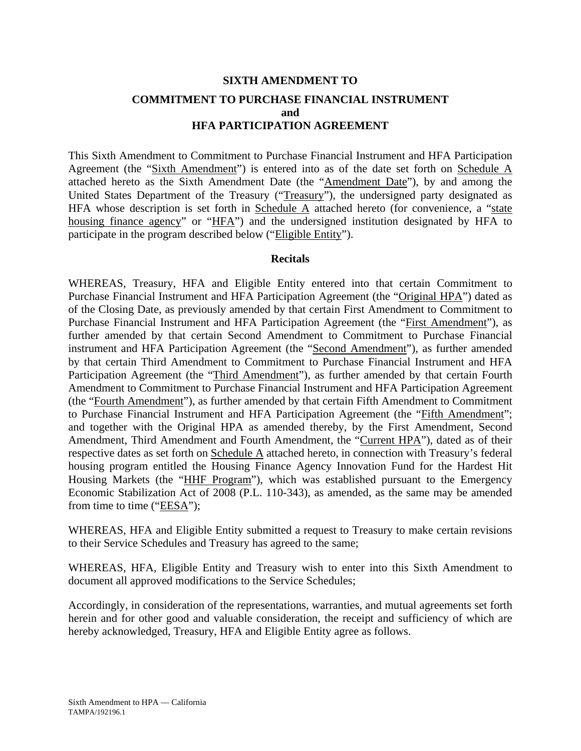**SIXTH AMENDMENT TO**

**COMMITMENT TO PURCHASE FINANCIAL INSTRUMENT**
**and**
**HFA PARTICIPATION AGREEMENT**

This Sixth Amendment to Commitment to Purchase Financial Instrument and HFA Participation Agreement (the "Sixth Amendment") is entered into as of the date set forth on Schedule A attached hereto as the Sixth Amendment Date (the "Amendment Date"), by and among the United States Department of the Treasury ("Treasury"), the undersigned party designated as HFA whose description is set forth in Schedule A attached hereto (for convenience, a "state housing finance agency" or "HFA") and the undersigned institution designated by HFA to participate in the program described below ("Eligible Entity").

**Recitals**

WHEREAS, Treasury, HFA and Eligible Entity entered into that certain Commitment to Purchase Financial Instrument and HFA Participation Agreement (the "Original HPA") dated as of the Closing Date, as previously amended by that certain First Amendment to Commitment to Purchase Financial Instrument and HFA Participation Agreement (the "First Amendment"), as further amended by that certain Second Amendment to Commitment to Purchase Financial instrument and HFA Participation Agreement (the "Second Amendment"), as further amended by that certain Third Amendment to Commitment to Purchase Financial Instrument and HFA Participation Agreement (the "Third Amendment"), as further amended by that certain Fourth Amendment to Commitment to Purchase Financial Instrument and HFA Participation Agreement (the "Fourth Amendment"), as further amended by that certain Fifth Amendment to Commitment to Purchase Financial Instrument and HFA Participation Agreement (the "Fifth Amendment"; and together with the Original HPA as amended thereby, by the First Amendment, Second Amendment, Third Amendment and Fourth Amendment, the "Current HPA"), dated as of their respective dates as set forth on Schedule A attached hereto, in connection with Treasury's federal housing program entitled the Housing Finance Agency Innovation Fund for the Hardest Hit Housing Markets (the "HHF Program"), which was established pursuant to the Emergency Economic Stabilization Act of 2008 (P.L. 110-343), as amended, as the same may be amended from time to time ("EESA");

WHEREAS, HFA and Eligible Entity submitted a request to Treasury to make certain revisions to their Service Schedules and Treasury has agreed to the same;

WHEREAS, HFA, Eligible Entity and Treasury wish to enter into this Sixth Amendment to document all approved modifications to the Service Schedules;

Accordingly, in consideration of the representations, warranties, and mutual agreements set forth herein and for other good and valuable consideration, the receipt and sufficiency of which are hereby acknowledged, Treasury, HFA and Eligible Entity agree as follows.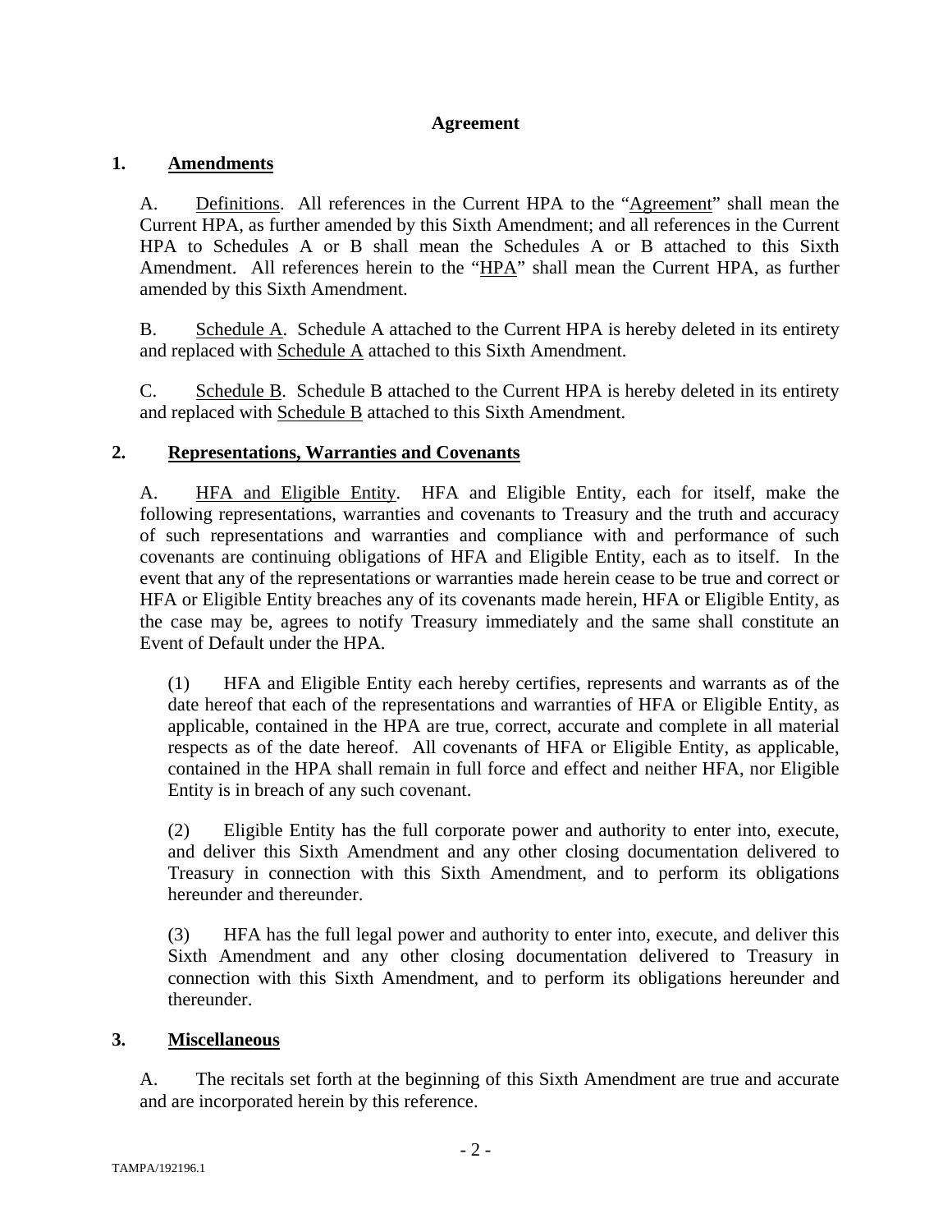## Agreement

### 1. Amendments

A. Definitions. All references in the Current HPA to the "Agreement" shall mean the Current HPA, as further amended by this Sixth Amendment; and all references in the Current HPA to Schedules A or B shall mean the Schedules A or B attached to this Sixth Amendment. All references herein to the "HPA" shall mean the Current HPA, as further amended by this Sixth Amendment.

B. Schedule A. Schedule A attached to the Current HPA is hereby deleted in its entirety and replaced with Schedule A attached to this Sixth Amendment.

C. Schedule B. Schedule B attached to the Current HPA is hereby deleted in its entirety and replaced with Schedule B attached to this Sixth Amendment.

### 2. Representations, Warranties and Covenants

A. HFA and Eligible Entity. HFA and Eligible Entity, each for itself, make the following representations, warranties and covenants to Treasury and the truth and accuracy of such representations and warranties and compliance with and performance of such covenants are continuing obligations of HFA and Eligible Entity, each as to itself. In the event that any of the representations or warranties made herein cease to be true and correct or HFA or Eligible Entity breaches any of its covenants made herein, HFA or Eligible Entity, as the case may be, agrees to notify Treasury immediately and the same shall constitute an Event of Default under the HPA.

(1) HFA and Eligible Entity each hereby certifies, represents and warrants as of the date hereof that each of the representations and warranties of HFA or Eligible Entity, as applicable, contained in the HPA are true, correct, accurate and complete in all material respects as of the date hereof. All covenants of HFA or Eligible Entity, as applicable, contained in the HPA shall remain in full force and effect and neither HFA, nor Eligible Entity is in breach of any such covenant.

(2) Eligible Entity has the full corporate power and authority to enter into, execute, and deliver this Sixth Amendment and any other closing documentation delivered to Treasury in connection with this Sixth Amendment, and to perform its obligations hereunder and thereunder.

(3) HFA has the full legal power and authority to enter into, execute, and deliver this Sixth Amendment and any other closing documentation delivered to Treasury in connection with this Sixth Amendment, and to perform its obligations hereunder and thereunder.

### 3. Miscellaneous

A. The recitals set forth at the beginning of this Sixth Amendment are true and accurate and are incorporated herein by this reference.

TAMPA/192196.1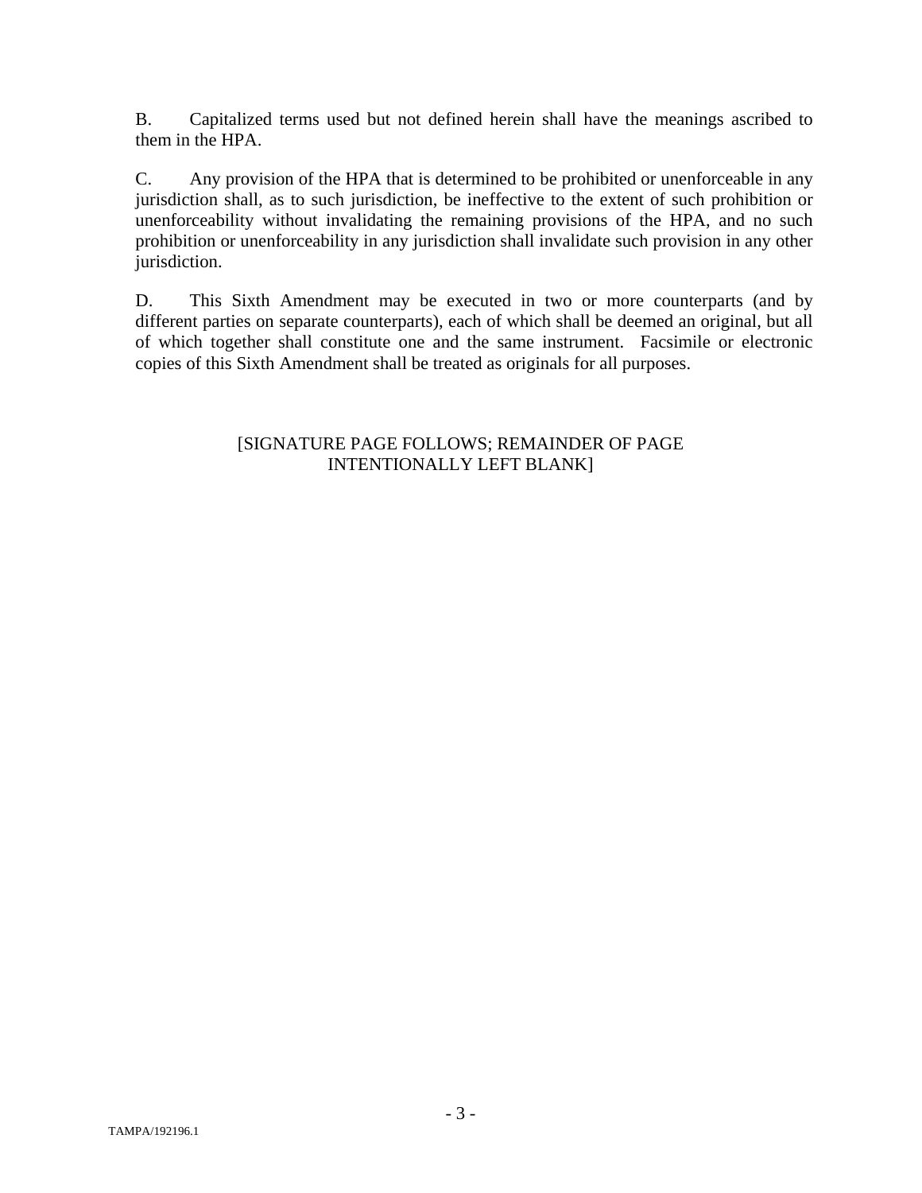B. Capitalized terms used but not defined herein shall have the meanings ascribed to them in the HPA.

C. Any provision of the HPA that is determined to be prohibited or unenforceable in any jurisdiction shall, as to such jurisdiction, be ineffective to the extent of such prohibition or unenforceability without invalidating the remaining provisions of the HPA, and no such prohibition or unenforceability in any jurisdiction shall invalidate such provision in any other jurisdiction.

D. This Sixth Amendment may be executed in two or more counterparts (and by different parties on separate counterparts), each of which shall be deemed an original, but all of which together shall constitute one and the same instrument. Facsimile or electronic copies of this Sixth Amendment shall be treated as originals for all purposes.

[SIGNATURE PAGE FOLLOWS; REMAINDER OF PAGE INTENTIONALLY LEFT BLANK]

TAMPA/192196.1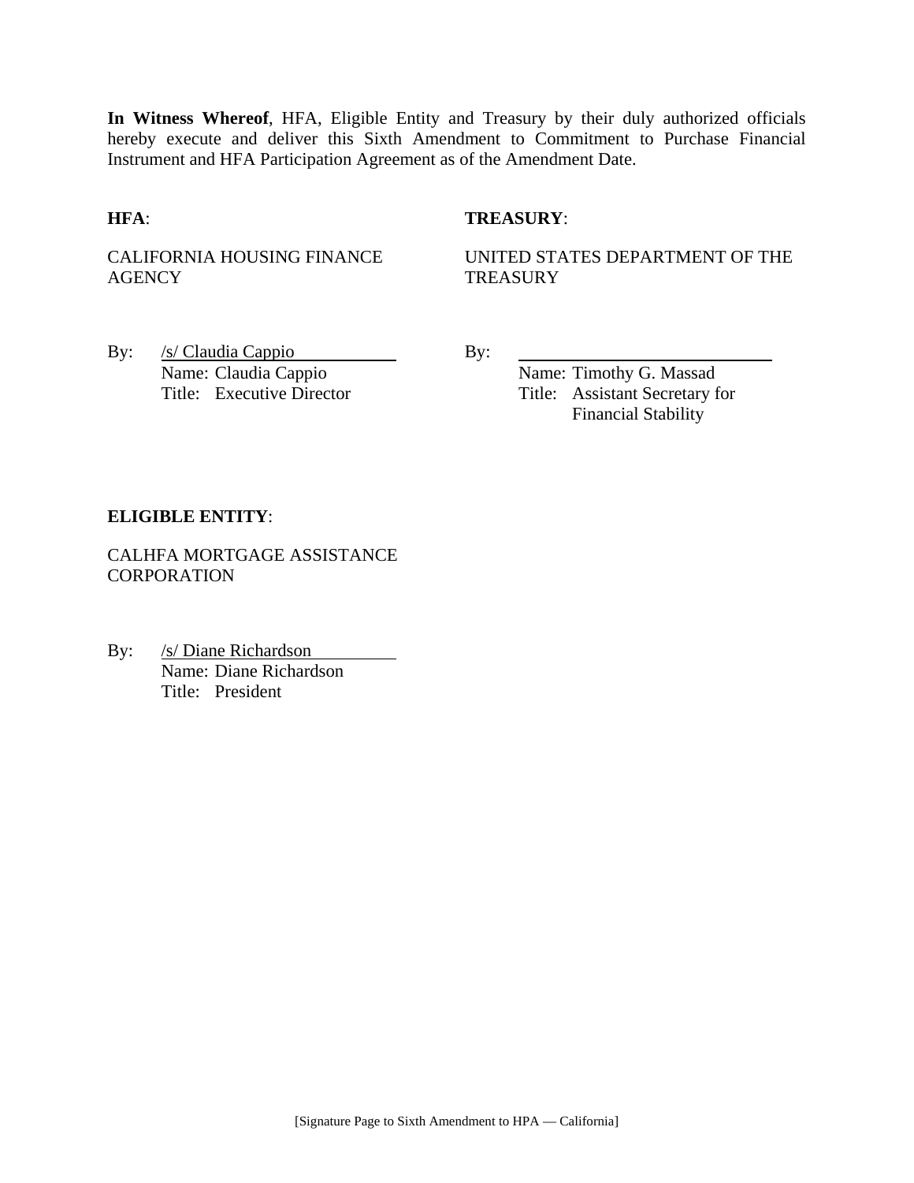**In Witness Whereof**, HFA, Eligible Entity and Treasury by their duly authorized officials hereby execute and deliver this Sixth Amendment to Commitment to Purchase Financial Instrument and HFA Participation Agreement as of the Amendment Date.

**HFA**:

CALIFORNIA HOUSING FINANCE AGENCY

By: /s/ Claudia Cappio
Name: Claudia Cappio
Title: Executive Director

**TREASURY**:

UNITED STATES DEPARTMENT OF THE TREASURY

By: ______________________________
Name: Timothy G. Massad
Title: Assistant Secretary for Financial Stability

**ELIGIBLE ENTITY**:

CALHFA MORTGAGE ASSISTANCE CORPORATION

By: /s/ Diane Richardson
Name: Diane Richardson
Title: President

[Signature Page to Sixth Amendment to HPA — California]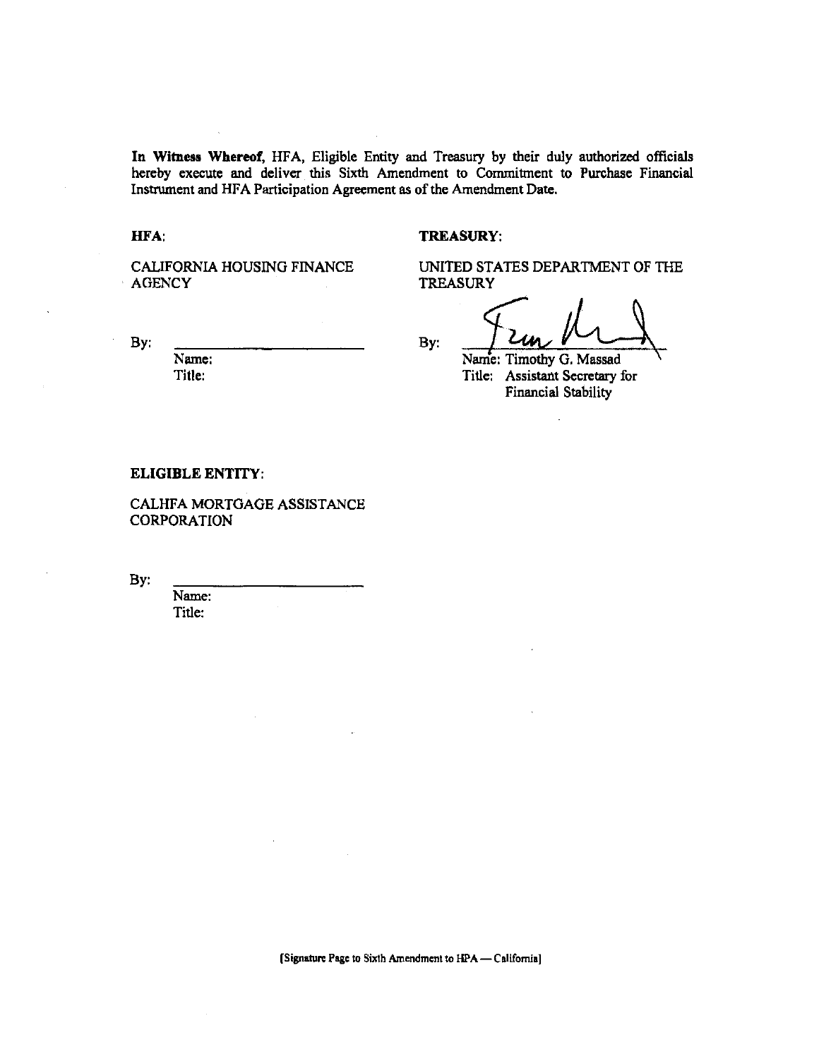**In Witness Whereof**, HFA, Eligible Entity and Treasury by their duly authorized officials hereby execute and deliver this Sixth Amendment to Commitment to Purchase Financial Instrument and HFA Participation Agreement as of the Amendment Date.

**HFA**:

CALIFORNIA HOUSING FINANCE AGENCY

By: \_\_\_\_\_\_\_\_\_\_\_\_\_\_\_\_\_\_\_\_\_\_\_\_

Name:

Title:

**TREASURY**:

UNITED STATES DEPARTMENT OF THE TREASURY

By: \_\_\_\_\_\_\_\_\_\_\_\_\_\_\_\_\_\_\_\_\_\_\_\_

Name: Timothy G. Massad

Title: Assistant Secretary for Financial Stability

**ELIGIBLE ENTITY**:

CALHFA MORTGAGE ASSISTANCE CORPORATION

By: \_\_\_\_\_\_\_\_\_\_\_\_\_\_\_\_\_\_\_\_\_\_\_\_

Name:

Title:

[Signature Page to Sixth Amendment to HPA — California]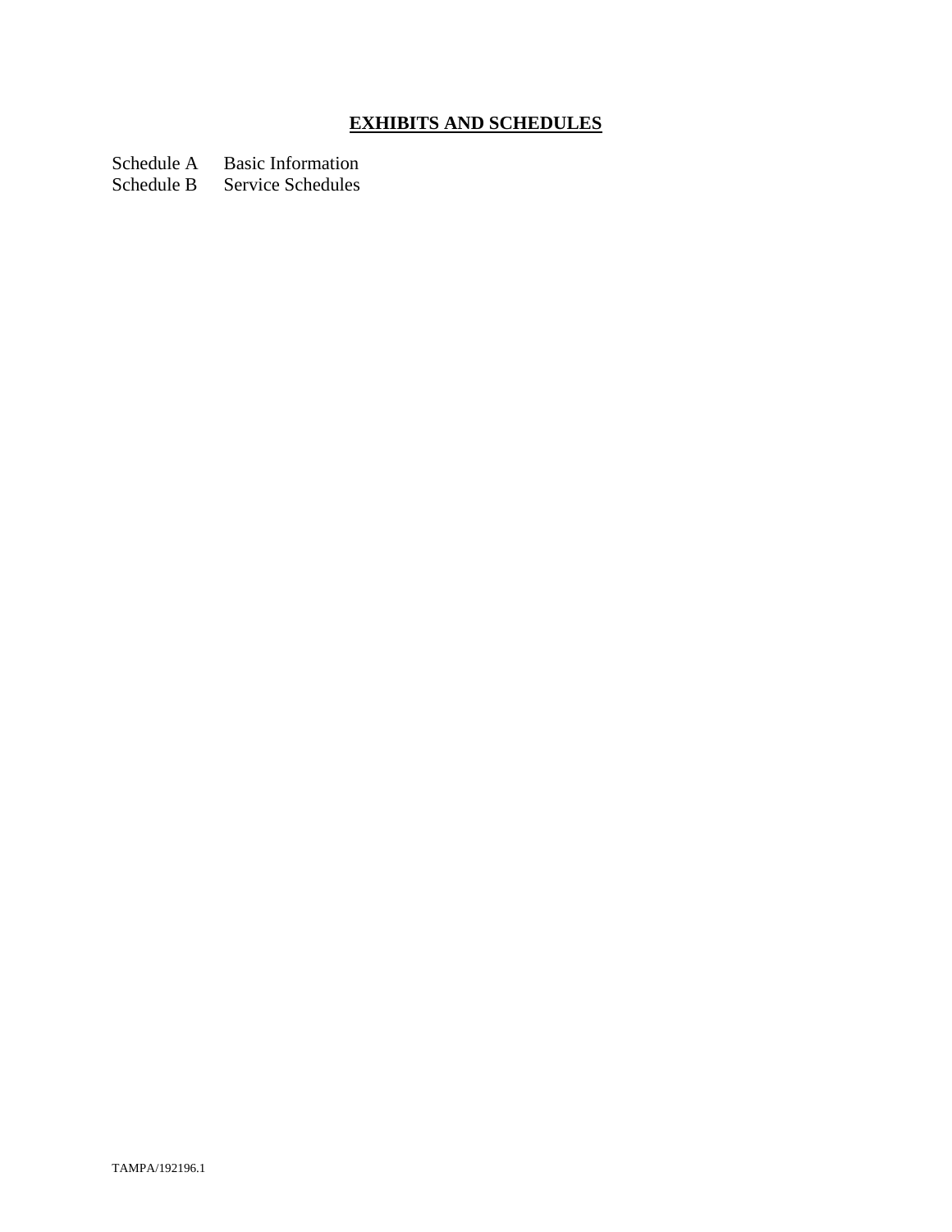# **EXHIBITS AND SCHEDULES**

Schedule A Basic Information
Schedule B Service Schedules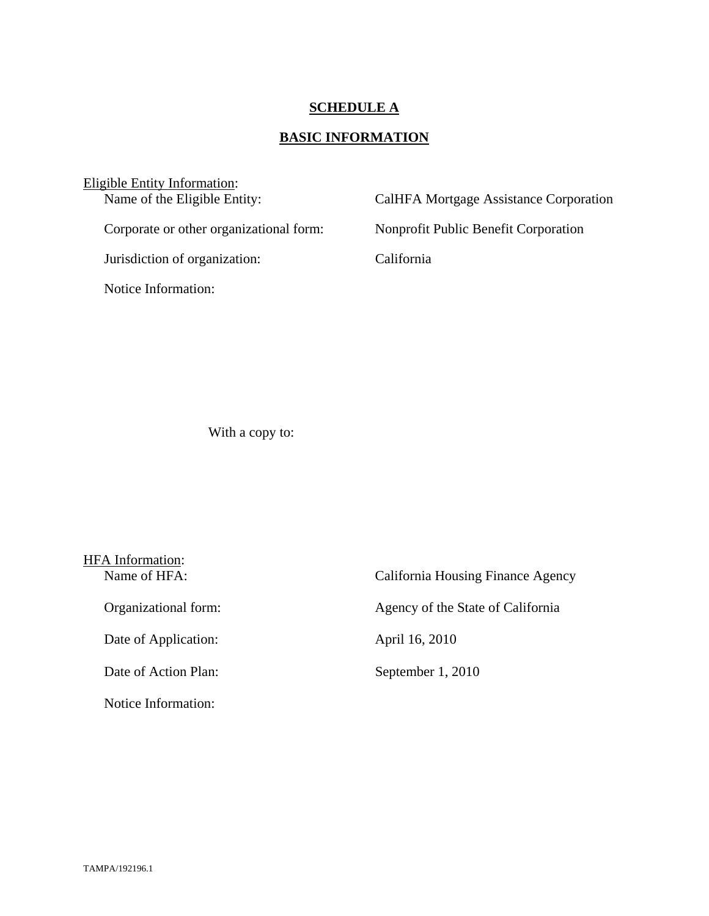**SCHEDULE A**

**BASIC INFORMATION**

Eligible Entity Information:

| | |
|---|---|
| Name of the Eligible Entity: | CalHFA Mortgage Assistance Corporation |
| Corporate or other organizational form: | Nonprofit Public Benefit Corporation |
| Jurisdiction of organization: | California |
| Notice Information: | |

With a copy to:

HFA Information:

| | |
|---|---|
| Name of HFA: | California Housing Finance Agency |
| Organizational form: | Agency of the State of California |
| Date of Application: | April 16, 2010 |
| Date of Action Plan: | September 1, 2010 |
| Notice Information: | |

TAMPA/192196.1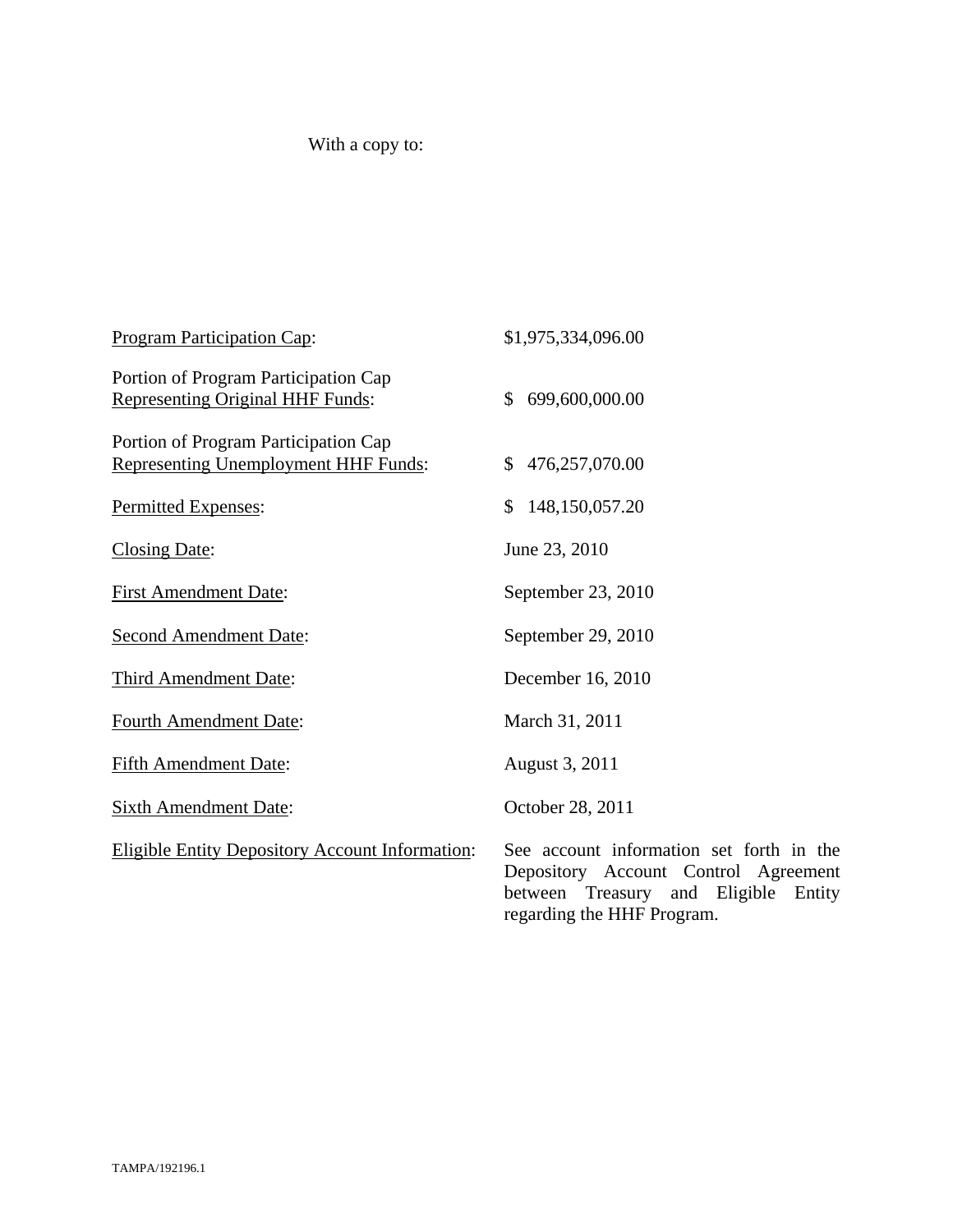With a copy to:

| | |
|---|---|
| Program Participation Cap: | $1,975,334,096.00 |
| Portion of Program Participation Cap Representing Original HHF Funds: | $ 699,600,000.00 |
| Portion of Program Participation Cap Representing Unemployment HHF Funds: | $ 476,257,070.00 |
| Permitted Expenses: | $ 148,150,057.20 |
| Closing Date: | June 23, 2010 |
| First Amendment Date: | September 23, 2010 |
| Second Amendment Date: | September 29, 2010 |
| Third Amendment Date: | December 16, 2010 |
| Fourth Amendment Date: | March 31, 2011 |
| Fifth Amendment Date: | August 3, 2011 |
| Sixth Amendment Date: | October 28, 2011 |
| Eligible Entity Depository Account Information: | See account information set forth in the Depository Account Control Agreement between Treasury and Eligible Entity regarding the HHF Program. |

TAMPA/192196.1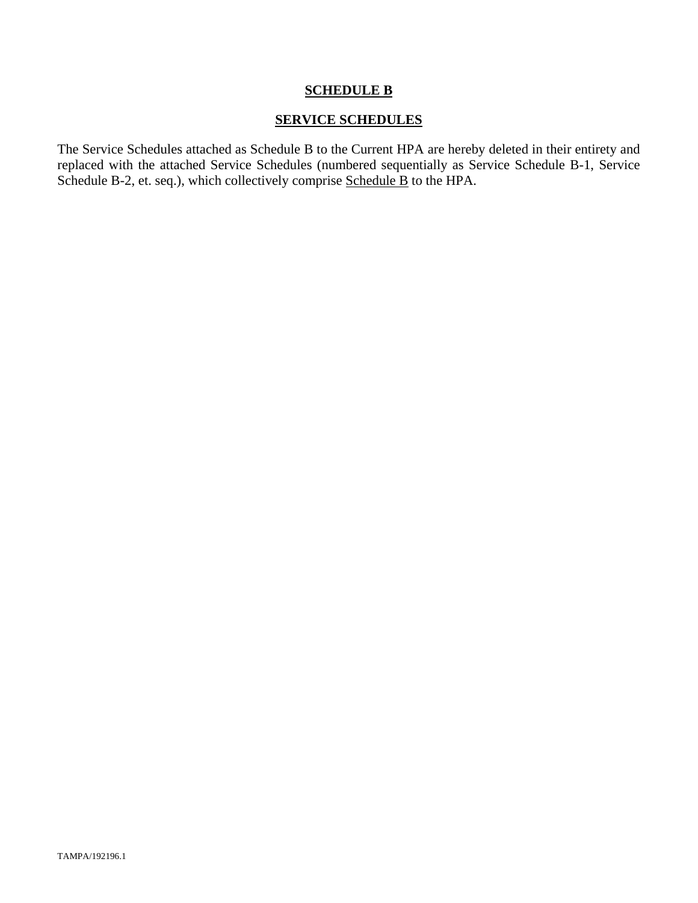# SCHEDULE B

## SERVICE SCHEDULES

The Service Schedules attached as Schedule B to the Current HPA are hereby deleted in their entirety and replaced with the attached Service Schedules (numbered sequentially as Service Schedule B-1, Service Schedule B-2, et. seq.), which collectively comprise Schedule B to the HPA.

TAMPA/192196.1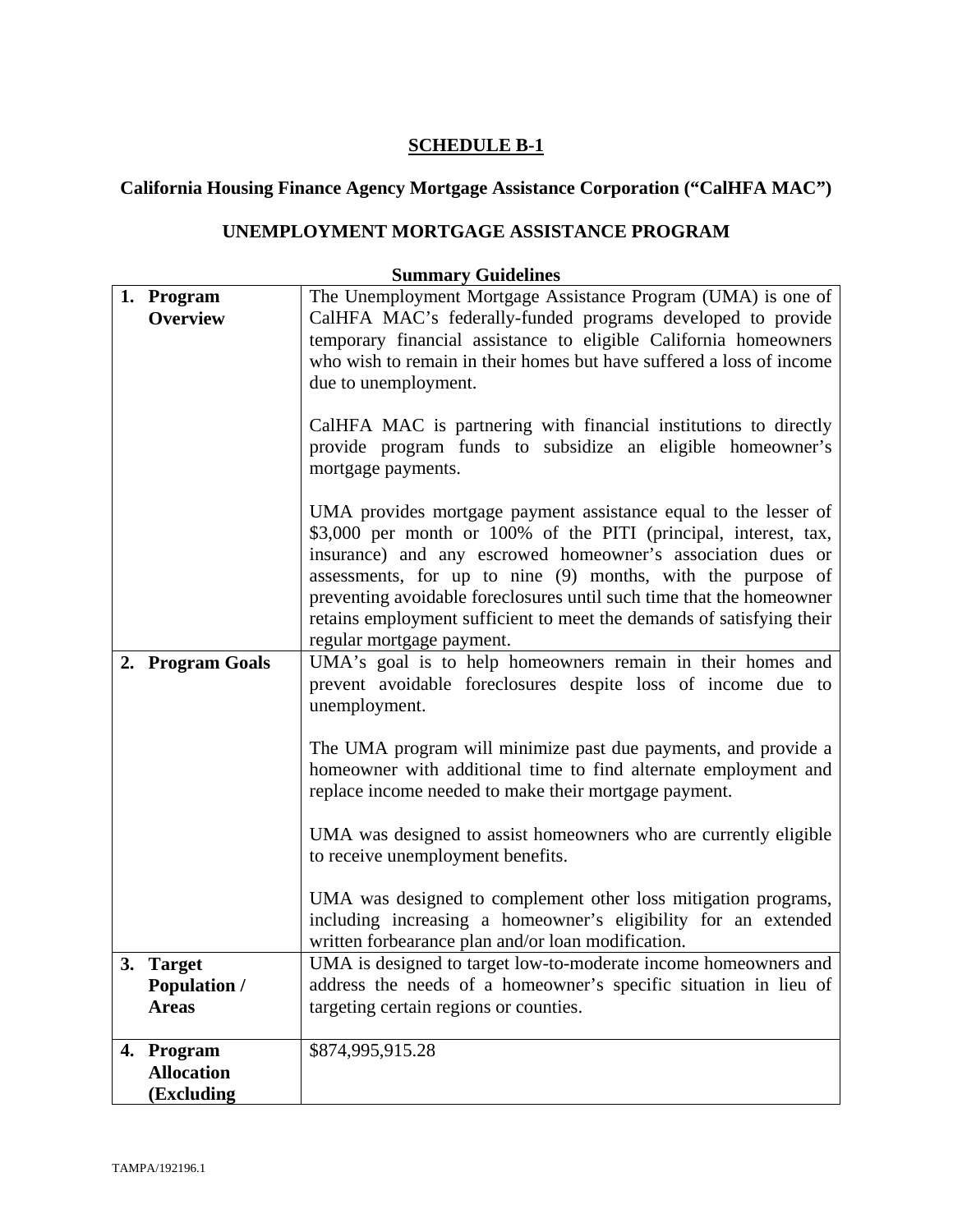**SCHEDULE B-1**

**California Housing Finance Agency Mortgage Assistance Corporation ("CalHFA MAC")**

**UNEMPLOYMENT MORTGAGE ASSISTANCE PROGRAM**

**Summary Guidelines**

| | |
|---|---|
| **1. Program Overview** | The Unemployment Mortgage Assistance Program (UMA) is one of CalHFA MAC's federally-funded programs developed to provide temporary financial assistance to eligible California homeowners who wish to remain in their homes but have suffered a loss of income due to unemployment.<br><br>CalHFA MAC is partnering with financial institutions to directly provide program funds to subsidize an eligible homeowner's mortgage payments.<br><br>UMA provides mortgage payment assistance equal to the lesser of \$3,000 per month or 100% of the PITI (principal, interest, tax, insurance) and any escrowed homeowner's association dues or assessments, for up to nine (9) months, with the purpose of preventing avoidable foreclosures until such time that the homeowner retains employment sufficient to meet the demands of satisfying their regular mortgage payment. |
| **2. Program Goals** | UMA's goal is to help homeowners remain in their homes and prevent avoidable foreclosures despite loss of income due to unemployment.<br><br>The UMA program will minimize past due payments, and provide a homeowner with additional time to find alternate employment and replace income needed to make their mortgage payment.<br><br>UMA was designed to assist homeowners who are currently eligible to receive unemployment benefits.<br><br>UMA was designed to complement other loss mitigation programs, including increasing a homeowner's eligibility for an extended written forbearance plan and/or loan modification. |
| **3. Target Population / Areas** | UMA is designed to target low-to-moderate income homeowners and address the needs of a homeowner's specific situation in lieu of targeting certain regions or counties. |
| **4. Program Allocation (Excluding** | \$874,995,915.28 |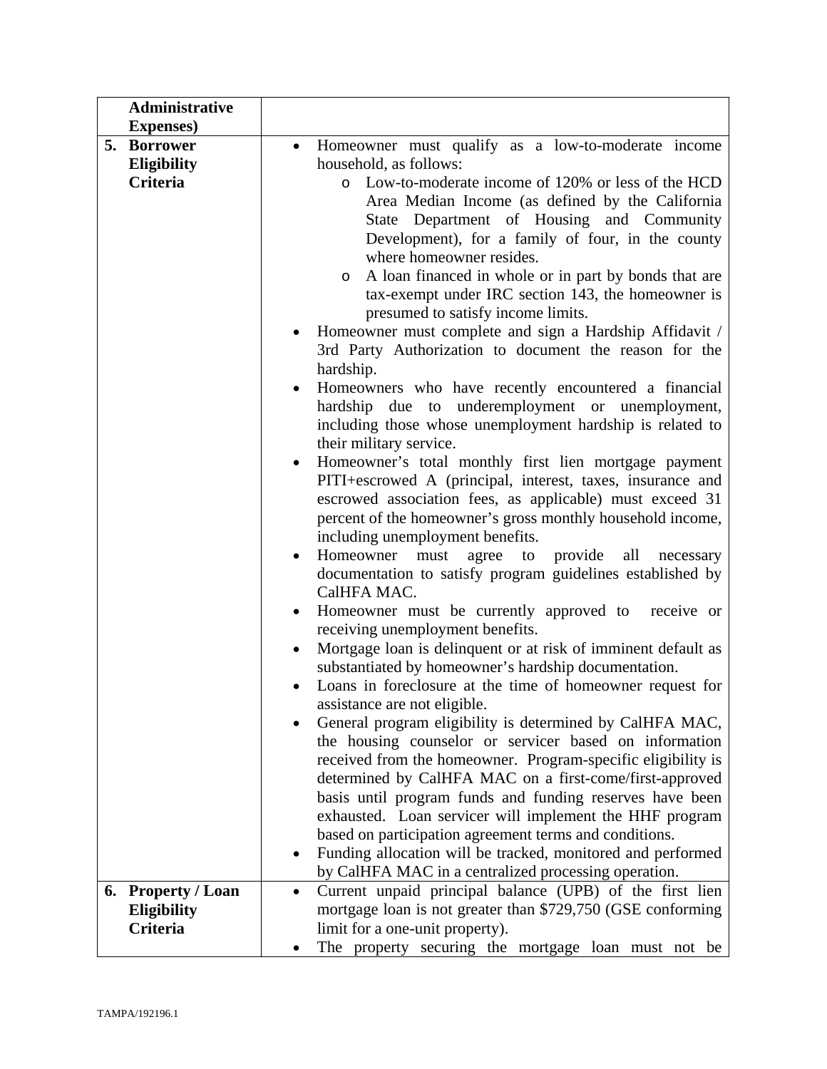| | |
|---|---|
| **Administrative Expenses)** | |
| **5. Borrower Eligibility Criteria** | • Homeowner must qualify as a low-to-moderate income household, as follows:<br>  o Low-to-moderate income of 120% or less of the HCD Area Median Income (as defined by the California State Department of Housing and Community Development), for a family of four, in the county where homeowner resides.<br>  o A loan financed in whole or in part by bonds that are tax-exempt under IRC section 143, the homeowner is presumed to satisfy income limits.<br>• Homeowner must complete and sign a Hardship Affidavit / 3rd Party Authorization to document the reason for the hardship.<br>• Homeowners who have recently encountered a financial hardship due to underemployment or unemployment, including those whose unemployment hardship is related to their military service.<br>• Homeowner's total monthly first lien mortgage payment PITI+escrowed A (principal, interest, taxes, insurance and escrowed association fees, as applicable) must exceed 31 percent of the homeowner's gross monthly household income, including unemployment benefits.<br>• Homeowner must agree to provide all necessary documentation to satisfy program guidelines established by CalHFA MAC.<br>• Homeowner must be currently approved to receive or receiving unemployment benefits.<br>• Mortgage loan is delinquent or at risk of imminent default as substantiated by homeowner's hardship documentation.<br>• Loans in foreclosure at the time of homeowner request for assistance are not eligible.<br>• General program eligibility is determined by CalHFA MAC, the housing counselor or servicer based on information received from the homeowner. Program-specific eligibility is determined by CalHFA MAC on a first-come/first-approved basis until program funds and funding reserves have been exhausted. Loan servicer will implement the HHF program based on participation agreement terms and conditions.<br>• Funding allocation will be tracked, monitored and performed by CalHFA MAC in a centralized processing operation. |
| **6. Property / Loan Eligibility Criteria** | • Current unpaid principal balance (UPB) of the first lien mortgage loan is not greater than $729,750 (GSE conforming limit for a one-unit property).<br>• The property securing the mortgage loan must not be |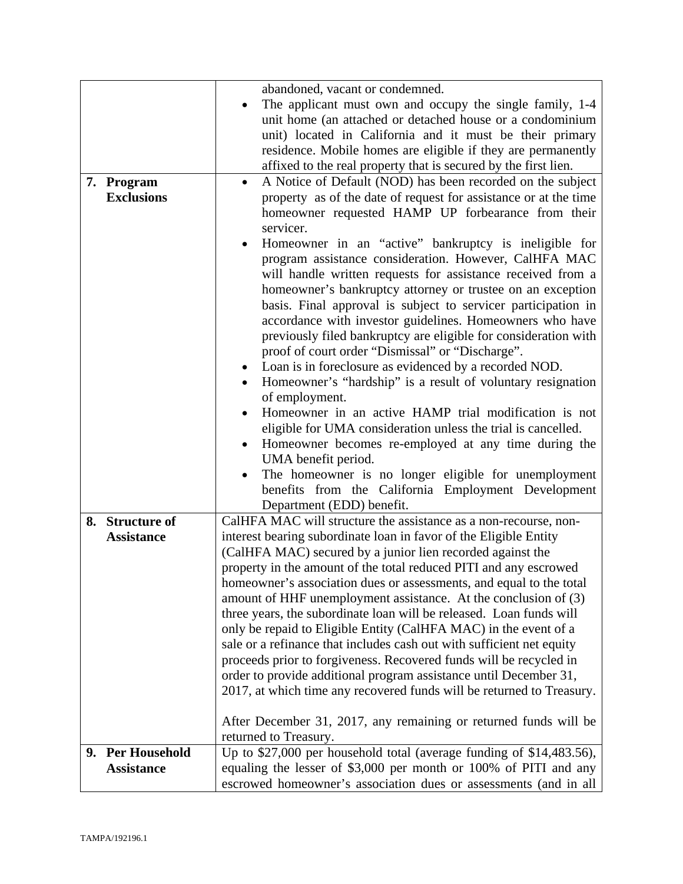| | |
|---|---|
| | abandoned, vacant or condemned.<br>• The applicant must own and occupy the single family, 1-4 unit home (an attached or detached house or a condominium unit) located in California and it must be their primary residence. Mobile homes are eligible if they are permanently affixed to the real property that is secured by the first lien. |
| **7. Program Exclusions** | • A Notice of Default (NOD) has been recorded on the subject property as of the date of request for assistance or at the time homeowner requested HAMP UP forbearance from their servicer.<br>• Homeowner in an "active" bankruptcy is ineligible for program assistance consideration. However, CalHFA MAC will handle written requests for assistance received from a homeowner's bankruptcy attorney or trustee on an exception basis. Final approval is subject to servicer participation in accordance with investor guidelines. Homeowners who have previously filed bankruptcy are eligible for consideration with proof of court order "Dismissal" or "Discharge".<br>• Loan is in foreclosure as evidenced by a recorded NOD.<br>• Homeowner's "hardship" is a result of voluntary resignation of employment.<br>• Homeowner in an active HAMP trial modification is not eligible for UMA consideration unless the trial is cancelled.<br>• Homeowner becomes re-employed at any time during the UMA benefit period.<br>• The homeowner is no longer eligible for unemployment benefits from the California Employment Development Department (EDD) benefit. |
| **8. Structure of Assistance** | CalHFA MAC will structure the assistance as a non-recourse, non-interest bearing subordinate loan in favor of the Eligible Entity (CalHFA MAC) secured by a junior lien recorded against the property in the amount of the total reduced PITI and any escrowed homeowner's association dues or assessments, and equal to the total amount of HHF unemployment assistance. At the conclusion of (3) three years, the subordinate loan will be released. Loan funds will only be repaid to Eligible Entity (CalHFA MAC) in the event of a sale or a refinance that includes cash out with sufficient net equity proceeds prior to forgiveness. Recovered funds will be recycled in order to provide additional program assistance until December 31, 2017, at which time any recovered funds will be returned to Treasury.<br><br>After December 31, 2017, any remaining or returned funds will be returned to Treasury. |
| **9. Per Household Assistance** | Up to $27,000 per household total (average funding of $14,483.56), equaling the lesser of $3,000 per month or 100% of PITI and any escrowed homeowner's association dues or assessments (and in all |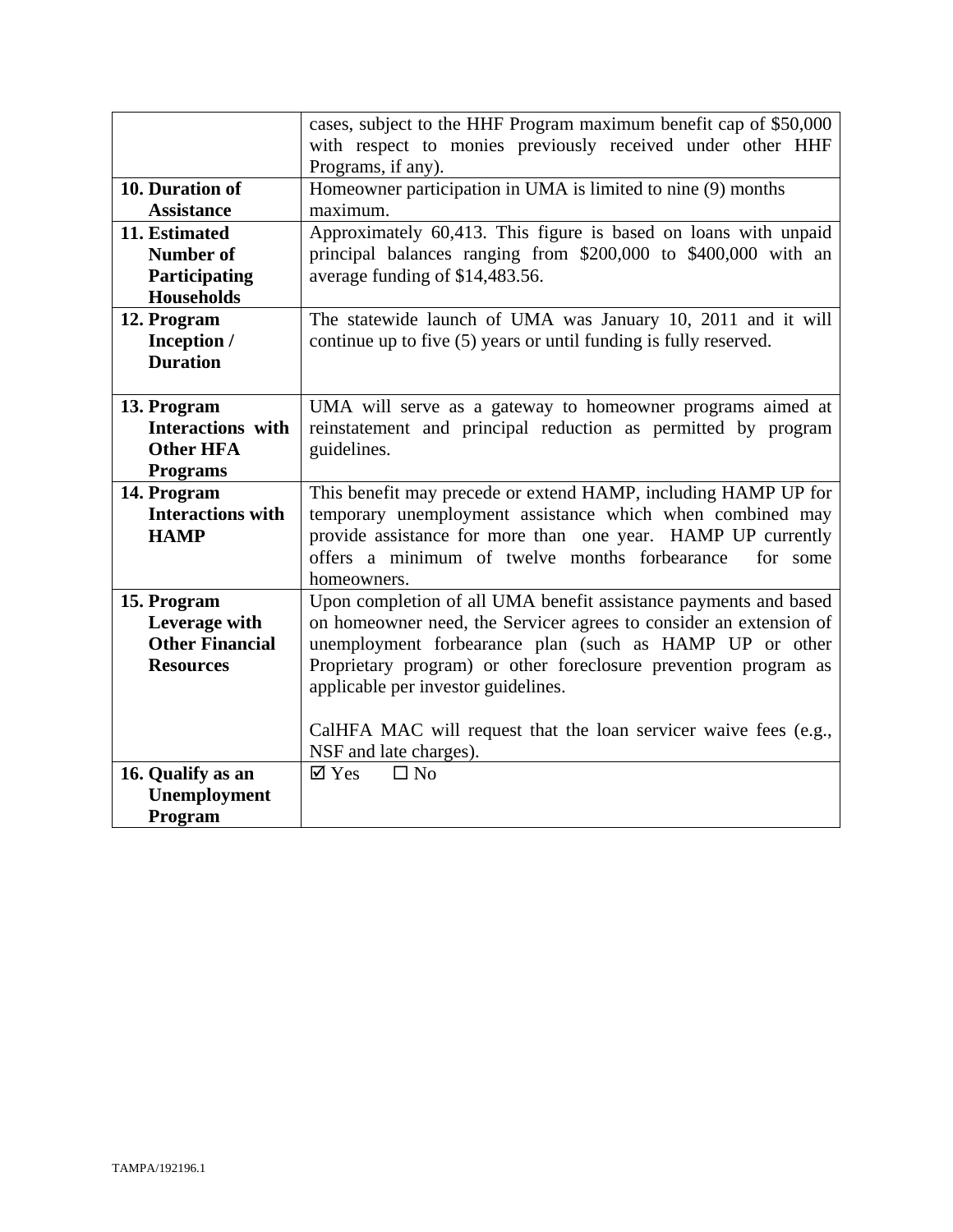| | |
|---|---|
| | cases, subject to the HHF Program maximum benefit cap of $50,000 with respect to monies previously received under other HHF Programs, if any). |
| **10. Duration of Assistance** | Homeowner participation in UMA is limited to nine (9) months maximum. |
| **11. Estimated Number of Participating Households** | Approximately 60,413. This figure is based on loans with unpaid principal balances ranging from $200,000 to $400,000 with an average funding of $14,483.56. |
| **12. Program Inception / Duration** | The statewide launch of UMA was January 10, 2011 and it will continue up to five (5) years or until funding is fully reserved. |
| **13. Program Interactions with Other HFA Programs** | UMA will serve as a gateway to homeowner programs aimed at reinstatement and principal reduction as permitted by program guidelines. |
| **14. Program Interactions with HAMP** | This benefit may precede or extend HAMP, including HAMP UP for temporary unemployment assistance which when combined may provide assistance for more than one year. HAMP UP currently offers a minimum of twelve months forbearance for some homeowners. |
| **15. Program Leverage with Other Financial Resources** | Upon completion of all UMA benefit assistance payments and based on homeowner need, the Servicer agrees to consider an extension of unemployment forbearance plan (such as HAMP UP or other Proprietary program) or other foreclosure prevention program as applicable per investor guidelines.<br><br>CalHFA MAC will request that the loan servicer waive fees (e.g., NSF and late charges). |
| **16. Qualify as an Unemployment Program** | ☑ Yes ☐ No |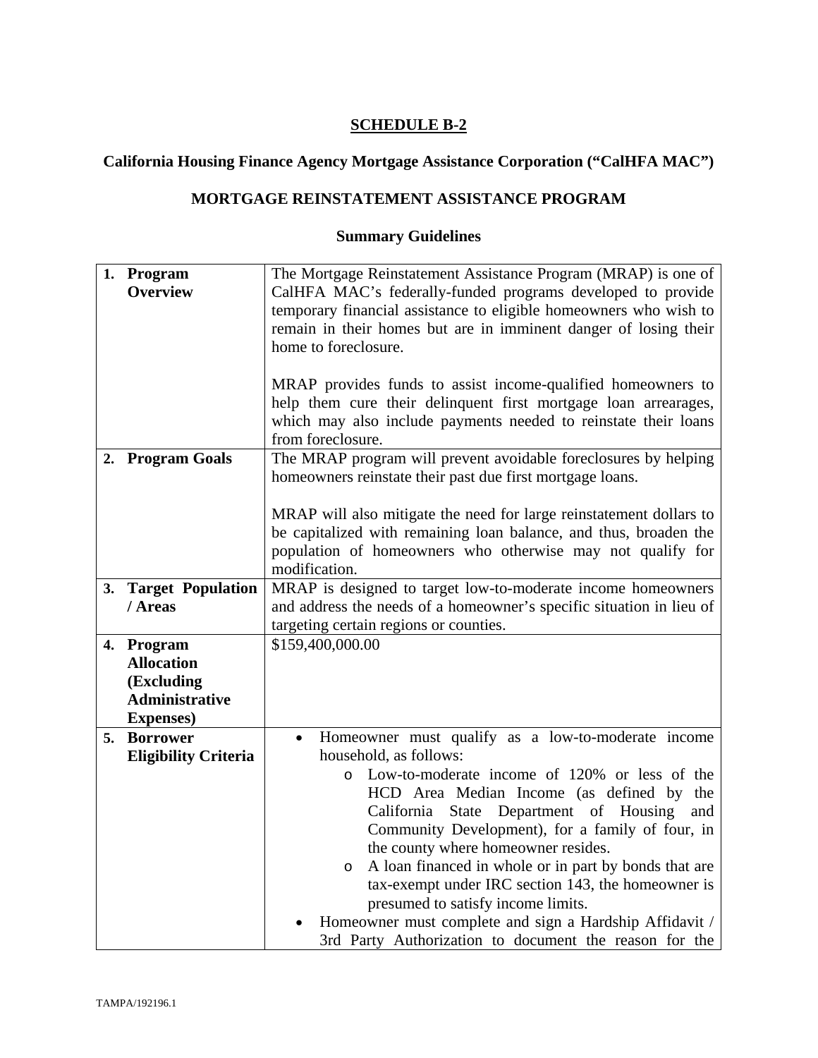**SCHEDULE B-2**

**California Housing Finance Agency Mortgage Assistance Corporation ("CalHFA MAC")**

**MORTGAGE REINSTATEMENT ASSISTANCE PROGRAM**

**Summary Guidelines**

| | |
|---|---|
| **1. Program Overview** | The Mortgage Reinstatement Assistance Program (MRAP) is one of CalHFA MAC's federally-funded programs developed to provide temporary financial assistance to eligible homeowners who wish to remain in their homes but are in imminent danger of losing their home to foreclosure.<br><br>MRAP provides funds to assist income-qualified homeowners to help them cure their delinquent first mortgage loan arrearages, which may also include payments needed to reinstate their loans from foreclosure. |
| **2. Program Goals** | The MRAP program will prevent avoidable foreclosures by helping homeowners reinstate their past due first mortgage loans.<br><br>MRAP will also mitigate the need for large reinstatement dollars to be capitalized with remaining loan balance, and thus, broaden the population of homeowners who otherwise may not qualify for modification. |
| **3. Target Population / Areas** | MRAP is designed to target low-to-moderate income homeowners and address the needs of a homeowner's specific situation in lieu of targeting certain regions or counties. |
| **4. Program Allocation (Excluding Administrative Expenses)** | $159,400,000.00 |
| **5. Borrower Eligibility Criteria** | • Homeowner must qualify as a low-to-moderate income household, as follows:<br>&nbsp;&nbsp;&nbsp;&nbsp;o Low-to-moderate income of 120% or less of the HCD Area Median Income (as defined by the California State Department of Housing and Community Development), for a family of four, in the county where homeowner resides.<br>&nbsp;&nbsp;&nbsp;&nbsp;o A loan financed in whole or in part by bonds that are tax-exempt under IRC section 143, the homeowner is presumed to satisfy income limits.<br>• Homeowner must complete and sign a Hardship Affidavit / 3rd Party Authorization to document the reason for the |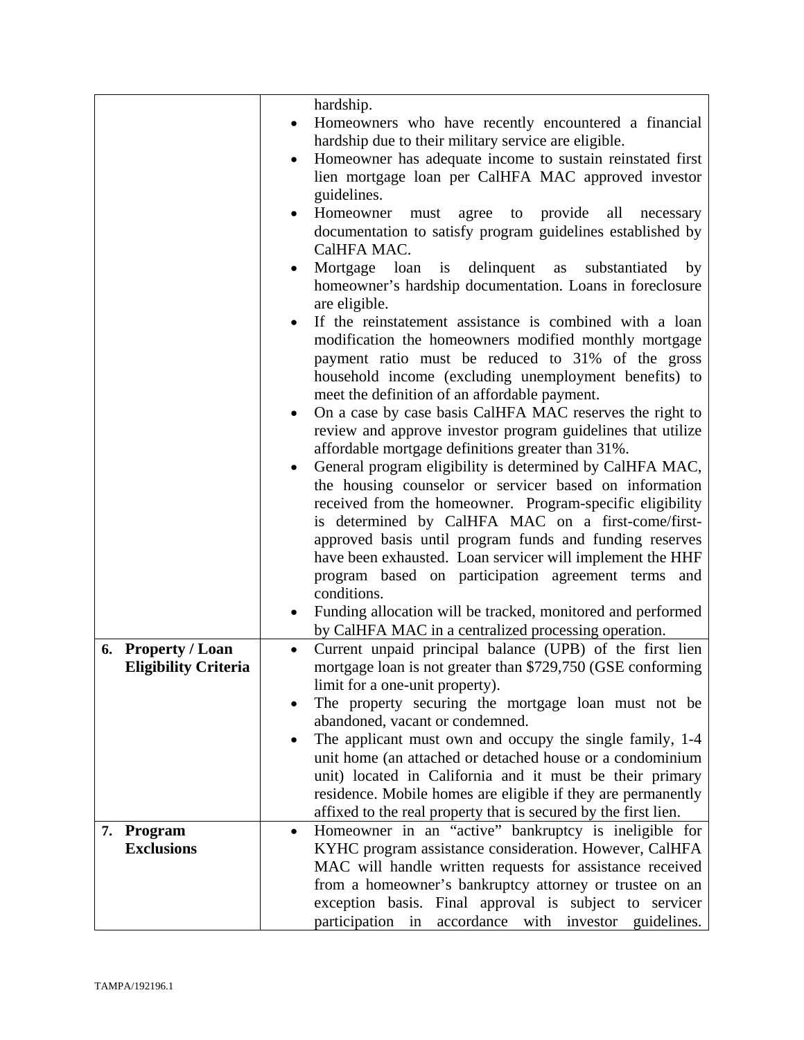| | |
|---|---|
| | hardship.<br>• Homeowners who have recently encountered a financial hardship due to their military service are eligible.<br>• Homeowner has adequate income to sustain reinstated first lien mortgage loan per CalHFA MAC approved investor guidelines.<br>• Homeowner must agree to provide all necessary documentation to satisfy program guidelines established by CalHFA MAC.<br>• Mortgage loan is delinquent as substantiated by homeowner's hardship documentation. Loans in foreclosure are eligible.<br>• If the reinstatement assistance is combined with a loan modification the homeowners modified monthly mortgage payment ratio must be reduced to 31% of the gross household income (excluding unemployment benefits) to meet the definition of an affordable payment.<br>• On a case by case basis CalHFA MAC reserves the right to review and approve investor program guidelines that utilize affordable mortgage definitions greater than 31%.<br>• General program eligibility is determined by CalHFA MAC, the housing counselor or servicer based on information received from the homeowner. Program-specific eligibility is determined by CalHFA MAC on a first-come/first-approved basis until program funds and funding reserves have been exhausted. Loan servicer will implement the HHF program based on participation agreement terms and conditions.<br>• Funding allocation will be tracked, monitored and performed by CalHFA MAC in a centralized processing operation. |
| **6. Property / Loan Eligibility Criteria** | • Current unpaid principal balance (UPB) of the first lien mortgage loan is not greater than $729,750 (GSE conforming limit for a one-unit property).<br>• The property securing the mortgage loan must not be abandoned, vacant or condemned.<br>• The applicant must own and occupy the single family, 1-4 unit home (an attached or detached house or a condominium unit) located in California and it must be their primary residence. Mobile homes are eligible if they are permanently affixed to the real property that is secured by the first lien. |
| **7. Program Exclusions** | • Homeowner in an "active" bankruptcy is ineligible for KYHC program assistance consideration. However, CalHFA MAC will handle written requests for assistance received from a homeowner's bankruptcy attorney or trustee on an exception basis. Final approval is subject to servicer participation in accordance with investor guidelines. |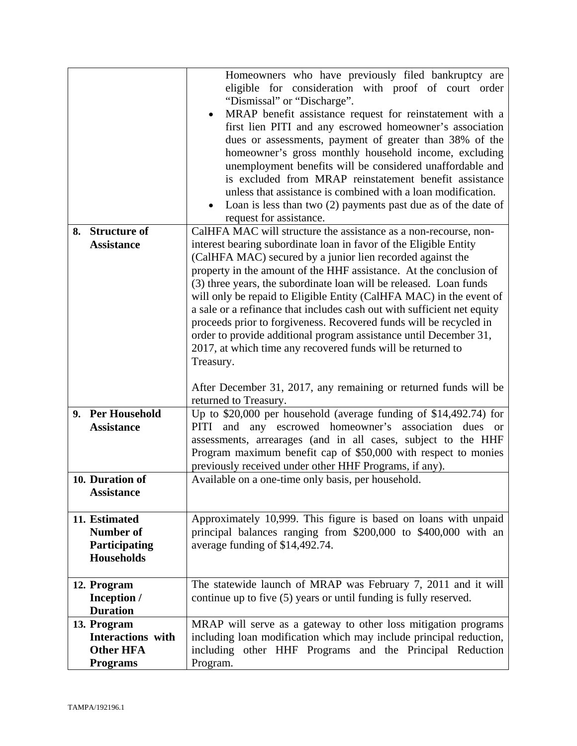| | |
|---|---|
| | Homeowners who have previously filed bankruptcy are eligible for consideration with proof of court order "Dismissal" or "Discharge".<br>• MRAP benefit assistance request for reinstatement with a first lien PITI and any escrowed homeowner's association dues or assessments, payment of greater than 38% of the homeowner's gross monthly household income, excluding unemployment benefits will be considered unaffordable and is excluded from MRAP reinstatement benefit assistance unless that assistance is combined with a loan modification.<br>• Loan is less than two (2) payments past due as of the date of request for assistance. |
| **8. Structure of Assistance** | CalHFA MAC will structure the assistance as a non-recourse, non-interest bearing subordinate loan in favor of the Eligible Entity (CalHFA MAC) secured by a junior lien recorded against the property in the amount of the HHF assistance. At the conclusion of (3) three years, the subordinate loan will be released. Loan funds will only be repaid to Eligible Entity (CalHFA MAC) in the event of a sale or a refinance that includes cash out with sufficient net equity proceeds prior to forgiveness. Recovered funds will be recycled in order to provide additional program assistance until December 31, 2017, at which time any recovered funds will be returned to Treasury.<br><br>After December 31, 2017, any remaining or returned funds will be returned to Treasury. |
| **9. Per Household Assistance** | Up to $20,000 per household (average funding of $14,492.74) for PITI and any escrowed homeowner's association dues or assessments, arrearages (and in all cases, subject to the HHF Program maximum benefit cap of $50,000 with respect to monies previously received under other HHF Programs, if any). |
| **10. Duration of Assistance** | Available on a one-time only basis, per household. |
| **11. Estimated Number of Participating Households** | Approximately 10,999. This figure is based on loans with unpaid principal balances ranging from $200,000 to $400,000 with an average funding of $14,492.74. |
| **12. Program Inception / Duration** | The statewide launch of MRAP was February 7, 2011 and it will continue up to five (5) years or until funding is fully reserved. |
| **13. Program Interactions with Other HFA Programs** | MRAP will serve as a gateway to other loss mitigation programs including loan modification which may include principal reduction, including other HHF Programs and the Principal Reduction Program. |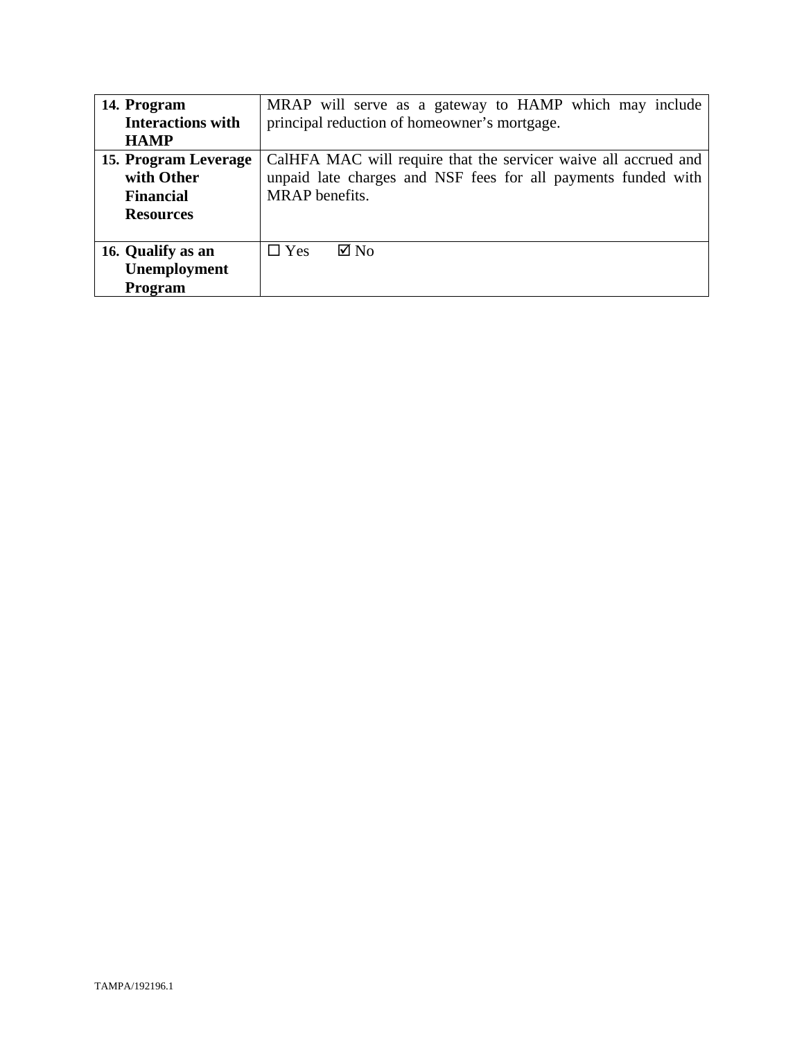| | |
|---|---|
| **14. Program Interactions with HAMP** | MRAP will serve as a gateway to HAMP which may include principal reduction of homeowner's mortgage. |
| **15. Program Leverage with Other Financial Resources** | CalHFA MAC will require that the servicer waive all accrued and unpaid late charges and NSF fees for all payments funded with MRAP benefits. |
| **16. Qualify as an Unemployment Program** | ☐ Yes ☑ No |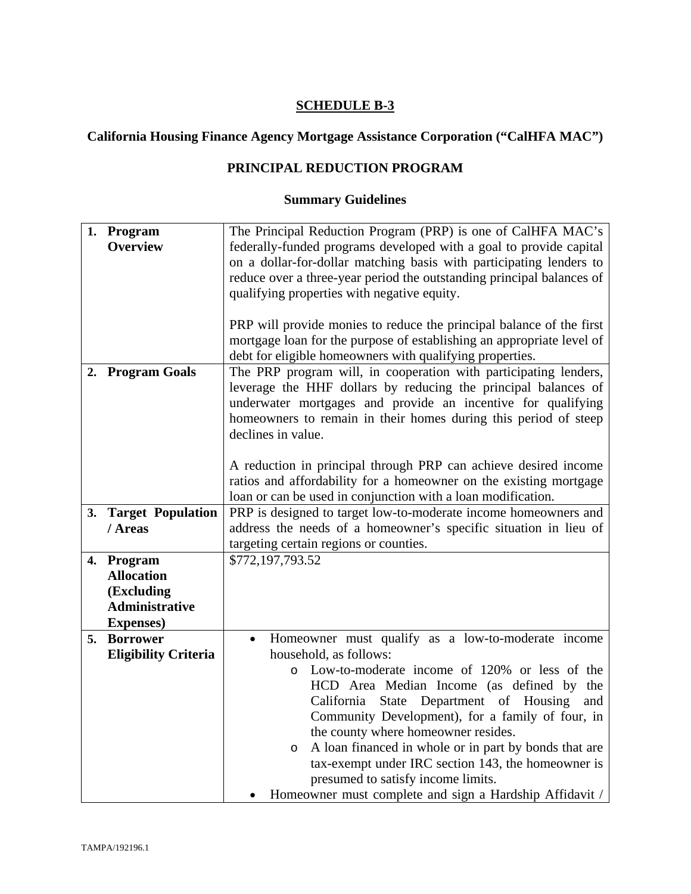**SCHEDULE B-3**

**California Housing Finance Agency Mortgage Assistance Corporation ("CalHFA MAC")**

**PRINCIPAL REDUCTION PROGRAM**

**Summary Guidelines**

| | |
|---|---|
| **1. Program Overview** | The Principal Reduction Program (PRP) is one of CalHFA MAC's federally-funded programs developed with a goal to provide capital on a dollar-for-dollar matching basis with participating lenders to reduce over a three-year period the outstanding principal balances of qualifying properties with negative equity.<br><br>PRP will provide monies to reduce the principal balance of the first mortgage loan for the purpose of establishing an appropriate level of debt for eligible homeowners with qualifying properties. |
| **2. Program Goals** | The PRP program will, in cooperation with participating lenders, leverage the HHF dollars by reducing the principal balances of underwater mortgages and provide an incentive for qualifying homeowners to remain in their homes during this period of steep declines in value.<br><br>A reduction in principal through PRP can achieve desired income ratios and affordability for a homeowner on the existing mortgage loan or can be used in conjunction with a loan modification. |
| **3. Target Population / Areas** | PRP is designed to target low-to-moderate income homeowners and address the needs of a homeowner's specific situation in lieu of targeting certain regions or counties. |
| **4. Program Allocation (Excluding Administrative Expenses)** | $772,197,793.52 |
| **5. Borrower Eligibility Criteria** | • Homeowner must qualify as a low-to-moderate income household, as follows:<br>&nbsp;&nbsp;&nbsp;&nbsp;o Low-to-moderate income of 120% or less of the HCD Area Median Income (as defined by the California State Department of Housing and Community Development), for a family of four, in the county where homeowner resides.<br>&nbsp;&nbsp;&nbsp;&nbsp;o A loan financed in whole or in part by bonds that are tax-exempt under IRC section 143, the homeowner is presumed to satisfy income limits.<br>• Homeowner must complete and sign a Hardship Affidavit / |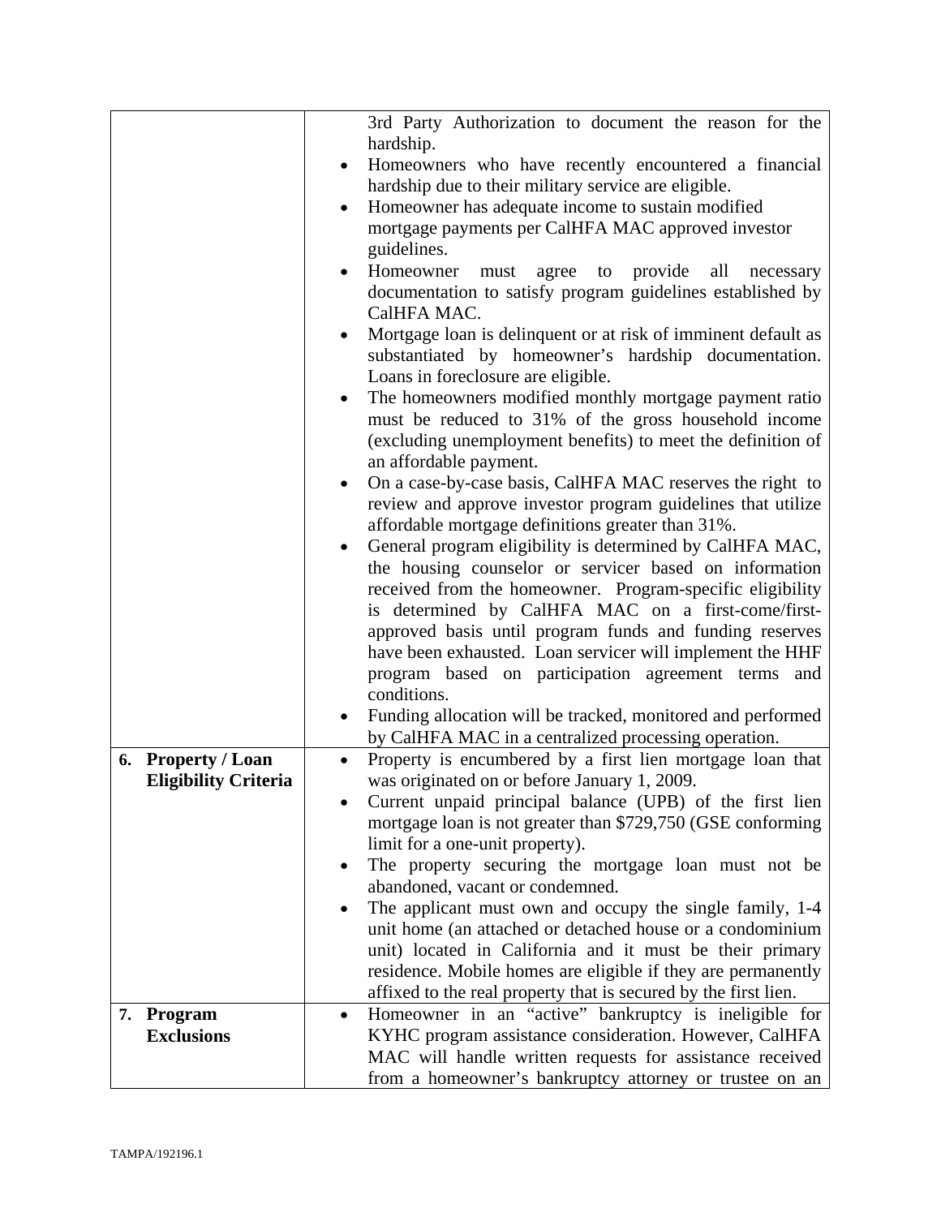| | |
|---|---|
| | 3rd Party Authorization to document the reason for the hardship.<br>• Homeowners who have recently encountered a financial hardship due to their military service are eligible.<br>• Homeowner has adequate income to sustain modified mortgage payments per CalHFA MAC approved investor guidelines.<br>• Homeowner must agree to provide all necessary documentation to satisfy program guidelines established by CalHFA MAC.<br>• Mortgage loan is delinquent or at risk of imminent default as substantiated by homeowner's hardship documentation. Loans in foreclosure are eligible.<br>• The homeowners modified monthly mortgage payment ratio must be reduced to 31% of the gross household income (excluding unemployment benefits) to meet the definition of an affordable payment.<br>• On a case-by-case basis, CalHFA MAC reserves the right to review and approve investor program guidelines that utilize affordable mortgage definitions greater than 31%.<br>• General program eligibility is determined by CalHFA MAC, the housing counselor or servicer based on information received from the homeowner. Program-specific eligibility is determined by CalHFA MAC on a first-come/first-approved basis until program funds and funding reserves have been exhausted. Loan servicer will implement the HHF program based on participation agreement terms and conditions.<br>• Funding allocation will be tracked, monitored and performed by CalHFA MAC in a centralized processing operation. |
| **6. Property / Loan Eligibility Criteria** | • Property is encumbered by a first lien mortgage loan that was originated on or before January 1, 2009.<br>• Current unpaid principal balance (UPB) of the first lien mortgage loan is not greater than $729,750 (GSE conforming limit for a one-unit property).<br>• The property securing the mortgage loan must not be abandoned, vacant or condemned.<br>• The applicant must own and occupy the single family, 1-4 unit home (an attached or detached house or a condominium unit) located in California and it must be their primary residence. Mobile homes are eligible if they are permanently affixed to the real property that is secured by the first lien. |
| **7. Program Exclusions** | • Homeowner in an "active" bankruptcy is ineligible for KYHC program assistance consideration. However, CalHFA MAC will handle written requests for assistance received from a homeowner's bankruptcy attorney or trustee on an |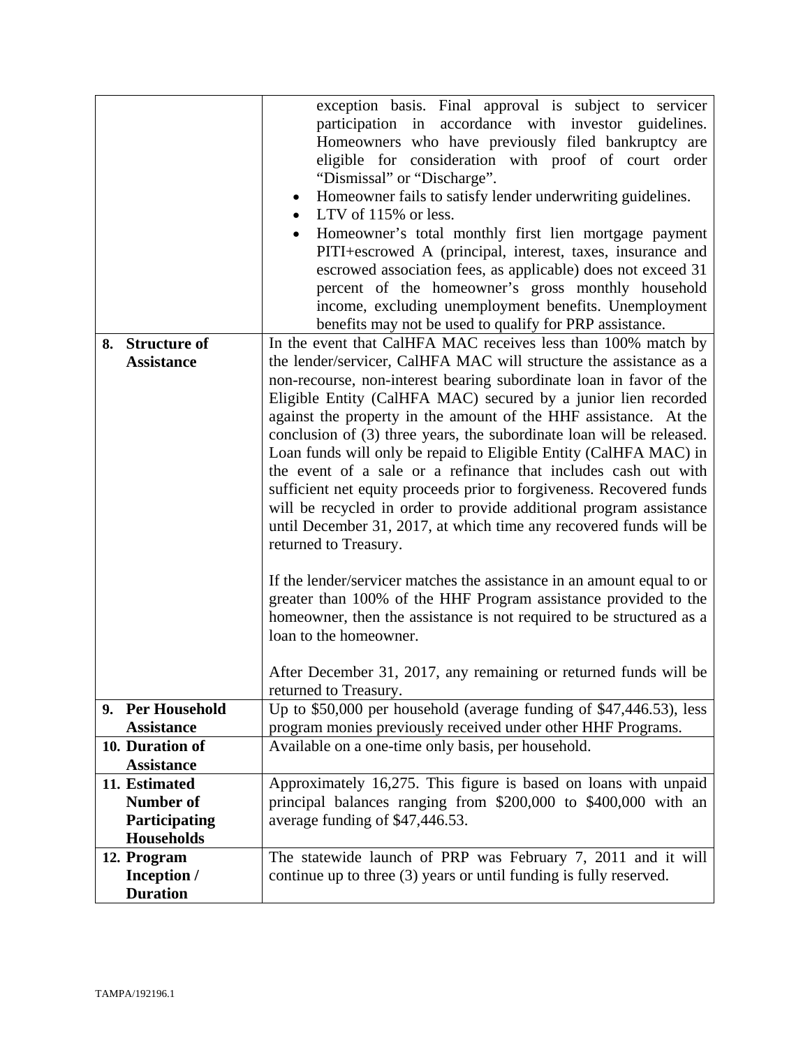| | |
|---|---|
| | exception basis. Final approval is subject to servicer participation in accordance with investor guidelines. Homeowners who have previously filed bankruptcy are eligible for consideration with proof of court order "Dismissal" or "Discharge".<br>• Homeowner fails to satisfy lender underwriting guidelines.<br>• LTV of 115% or less.<br>• Homeowner's total monthly first lien mortgage payment PITI+escrowed A (principal, interest, taxes, insurance and escrowed association fees, as applicable) does not exceed 31 percent of the homeowner's gross monthly household income, excluding unemployment benefits. Unemployment benefits may not be used to qualify for PRP assistance. |
| **8. Structure of Assistance** | In the event that CalHFA MAC receives less than 100% match by the lender/servicer, CalHFA MAC will structure the assistance as a non-recourse, non-interest bearing subordinate loan in favor of the Eligible Entity (CalHFA MAC) secured by a junior lien recorded against the property in the amount of the HHF assistance. At the conclusion of (3) three years, the subordinate loan will be released. Loan funds will only be repaid to Eligible Entity (CalHFA MAC) in the event of a sale or a refinance that includes cash out with sufficient net equity proceeds prior to forgiveness. Recovered funds will be recycled in order to provide additional program assistance until December 31, 2017, at which time any recovered funds will be returned to Treasury.<br><br>If the lender/servicer matches the assistance in an amount equal to or greater than 100% of the HHF Program assistance provided to the homeowner, then the assistance is not required to be structured as a loan to the homeowner.<br><br>After December 31, 2017, any remaining or returned funds will be returned to Treasury. |
| **9. Per Household Assistance** | Up to $50,000 per household (average funding of $47,446.53), less program monies previously received under other HHF Programs. |
| **10. Duration of Assistance** | Available on a one-time only basis, per household. |
| **11. Estimated Number of Participating Households** | Approximately 16,275. This figure is based on loans with unpaid principal balances ranging from $200,000 to $400,000 with an average funding of $47,446.53. |
| **12. Program Inception / Duration** | The statewide launch of PRP was February 7, 2011 and it will continue up to three (3) years or until funding is fully reserved. |

TAMPA/192196.1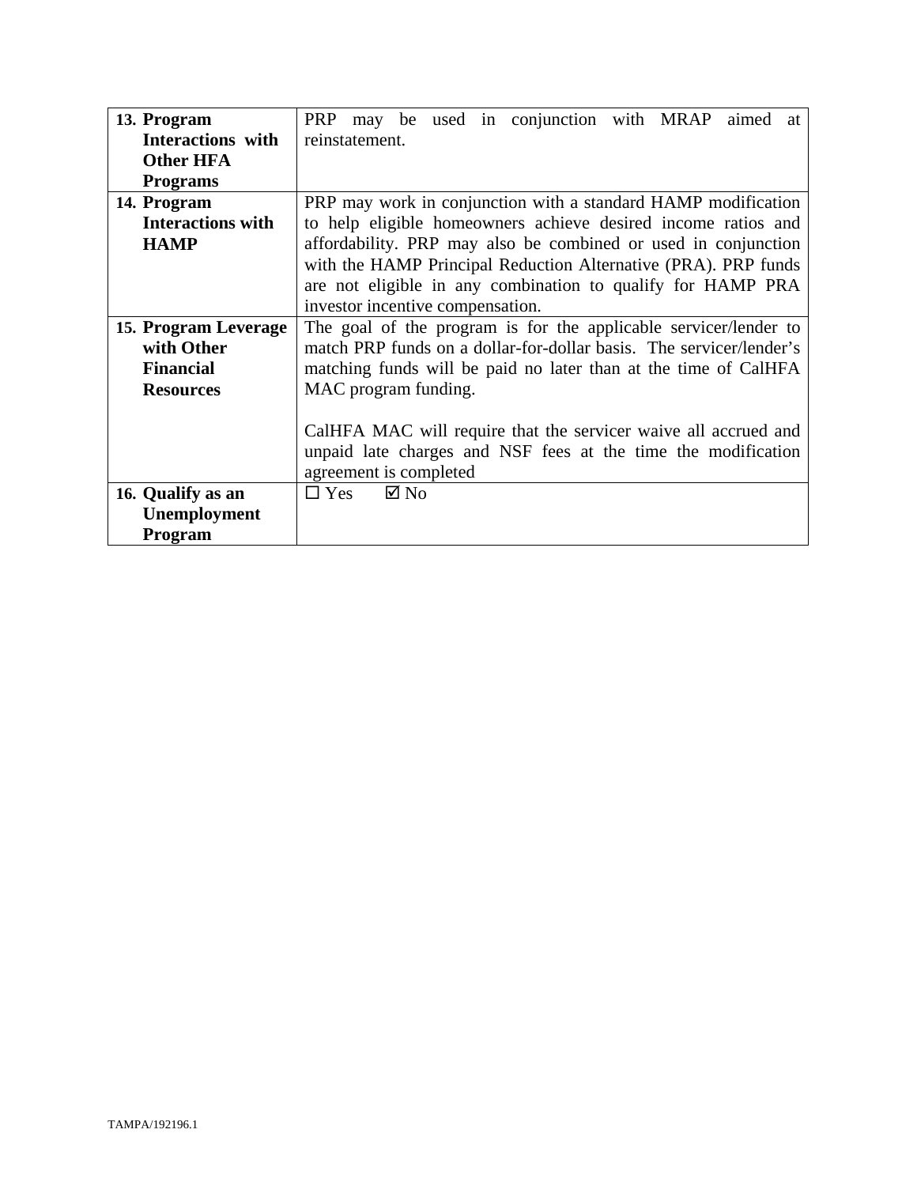| | |
|---|---|
| **13. Program Interactions with Other HFA Programs** | PRP may be used in conjunction with MRAP aimed at reinstatement. |
| **14. Program Interactions with HAMP** | PRP may work in conjunction with a standard HAMP modification to help eligible homeowners achieve desired income ratios and affordability. PRP may also be combined or used in conjunction with the HAMP Principal Reduction Alternative (PRA). PRP funds are not eligible in any combination to qualify for HAMP PRA investor incentive compensation. |
| **15. Program Leverage with Other Financial Resources** | The goal of the program is for the applicable servicer/lender to match PRP funds on a dollar-for-dollar basis. The servicer/lender's matching funds will be paid no later than at the time of CalHFA MAC program funding.<br><br>CalHFA MAC will require that the servicer waive all accrued and unpaid late charges and NSF fees at the time the modification agreement is completed |
| **16. Qualify as an Unemployment Program** | ☐ Yes ☑ No |

TAMPA/192196.1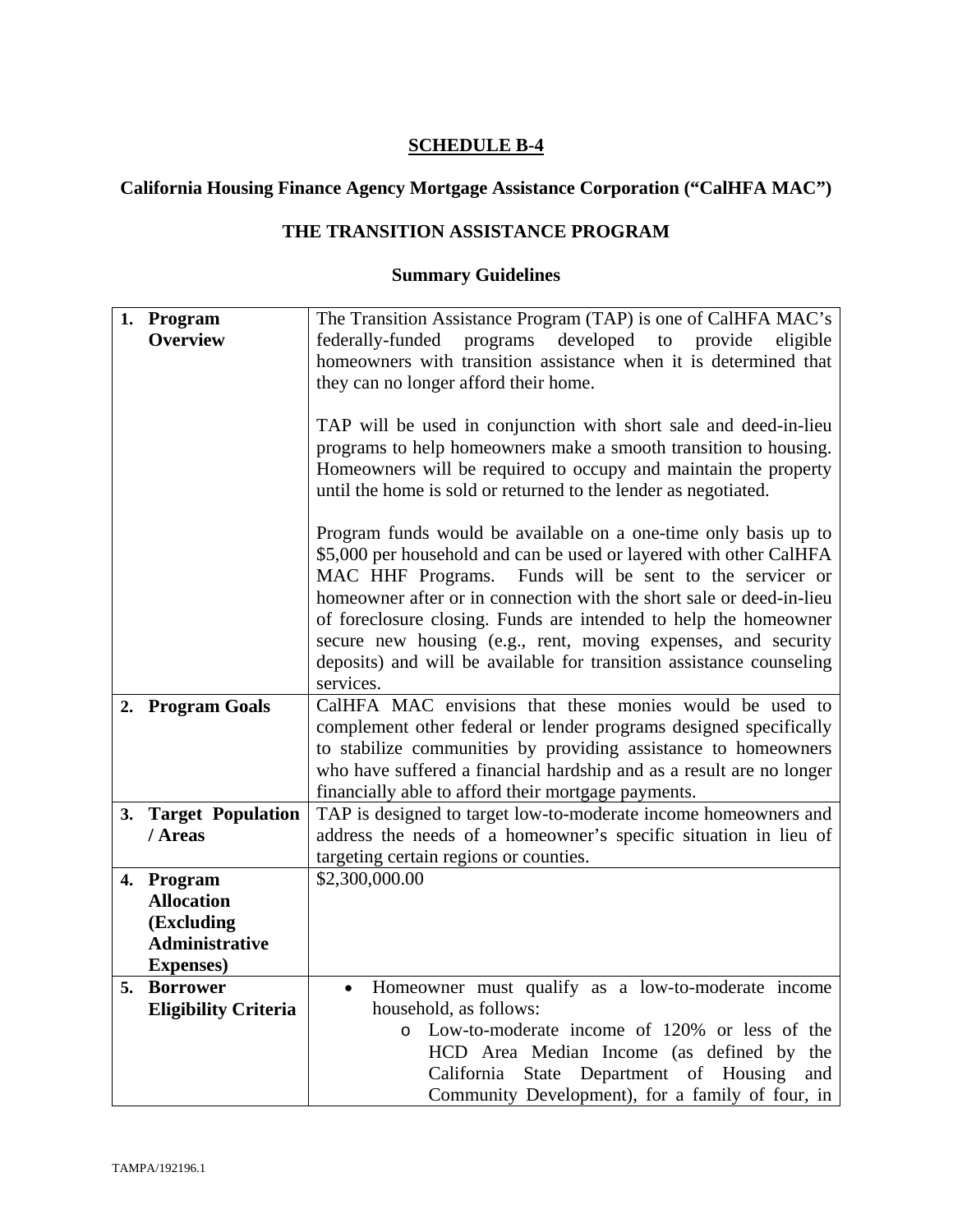## SCHEDULE B-4

### California Housing Finance Agency Mortgage Assistance Corporation ("CalHFA MAC")

### THE TRANSITION ASSISTANCE PROGRAM

### Summary Guidelines

| | |
|---|---|
| 1. **Program Overview** | The Transition Assistance Program (TAP) is one of CalHFA MAC's federally-funded programs developed to provide eligible homeowners with transition assistance when it is determined that they can no longer afford their home.<br><br>TAP will be used in conjunction with short sale and deed-in-lieu programs to help homeowners make a smooth transition to housing. Homeowners will be required to occupy and maintain the property until the home is sold or returned to the lender as negotiated.<br><br>Program funds would be available on a one-time only basis up to $5,000 per household and can be used or layered with other CalHFA MAC HHF Programs. Funds will be sent to the servicer or homeowner after or in connection with the short sale or deed-in-lieu of foreclosure closing. Funds are intended to help the homeowner secure new housing (e.g., rent, moving expenses, and security deposits) and will be available for transition assistance counseling services. |
| 2. **Program Goals** | CalHFA MAC envisions that these monies would be used to complement other federal or lender programs designed specifically to stabilize communities by providing assistance to homeowners who have suffered a financial hardship and as a result are no longer financially able to afford their mortgage payments. |
| 3. **Target Population / Areas** | TAP is designed to target low-to-moderate income homeowners and address the needs of a homeowner's specific situation in lieu of targeting certain regions or counties. |
| 4. **Program Allocation (Excluding Administrative Expenses)** | $2,300,000.00 |
| 5. **Borrower Eligibility Criteria** | • Homeowner must qualify as a low-to-moderate income household, as follows:<br>&nbsp;&nbsp;&nbsp;&nbsp;o Low-to-moderate income of 120% or less of the HCD Area Median Income (as defined by the California State Department of Housing and Community Development), for a family of four, in |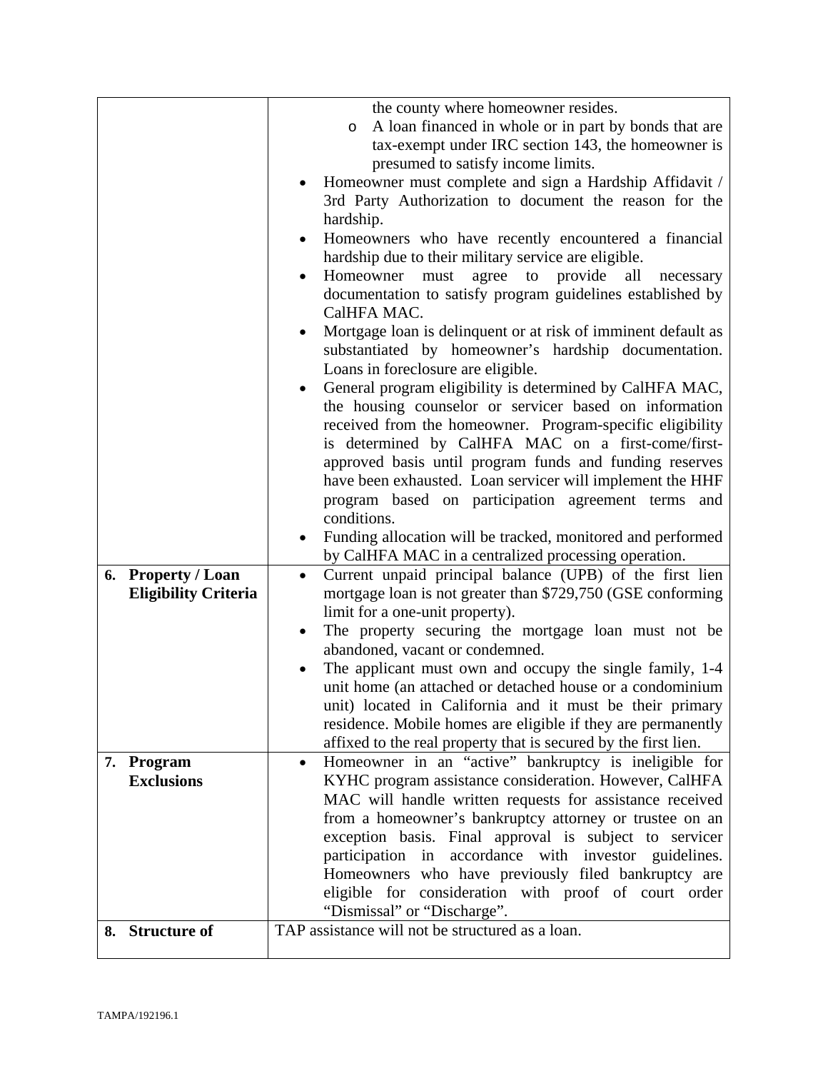| | |
|---|---|
| | the county where homeowner resides.<br>o A loan financed in whole or in part by bonds that are tax-exempt under IRC section 143, the homeowner is presumed to satisfy income limits.<br>• Homeowner must complete and sign a Hardship Affidavit / 3rd Party Authorization to document the reason for the hardship.<br>• Homeowners who have recently encountered a financial hardship due to their military service are eligible.<br>• Homeowner must agree to provide all necessary documentation to satisfy program guidelines established by CalHFA MAC.<br>• Mortgage loan is delinquent or at risk of imminent default as substantiated by homeowner's hardship documentation. Loans in foreclosure are eligible.<br>• General program eligibility is determined by CalHFA MAC, the housing counselor or servicer based on information received from the homeowner. Program-specific eligibility is determined by CalHFA MAC on a first-come/first-approved basis until program funds and funding reserves have been exhausted. Loan servicer will implement the HHF program based on participation agreement terms and conditions.<br>• Funding allocation will be tracked, monitored and performed by CalHFA MAC in a centralized processing operation. |
| **6. Property / Loan Eligibility Criteria** | • Current unpaid principal balance (UPB) of the first lien mortgage loan is not greater than $729,750 (GSE conforming limit for a one-unit property).<br>• The property securing the mortgage loan must not be abandoned, vacant or condemned.<br>• The applicant must own and occupy the single family, 1-4 unit home (an attached or detached house or a condominium unit) located in California and it must be their primary residence. Mobile homes are eligible if they are permanently affixed to the real property that is secured by the first lien. |
| **7. Program Exclusions** | • Homeowner in an "active" bankruptcy is ineligible for KYHC program assistance consideration. However, CalHFA MAC will handle written requests for assistance received from a homeowner's bankruptcy attorney or trustee on an exception basis. Final approval is subject to servicer participation in accordance with investor guidelines. Homeowners who have previously filed bankruptcy are eligible for consideration with proof of court order "Dismissal" or "Discharge". |
| **8. Structure of** | TAP assistance will not be structured as a loan. |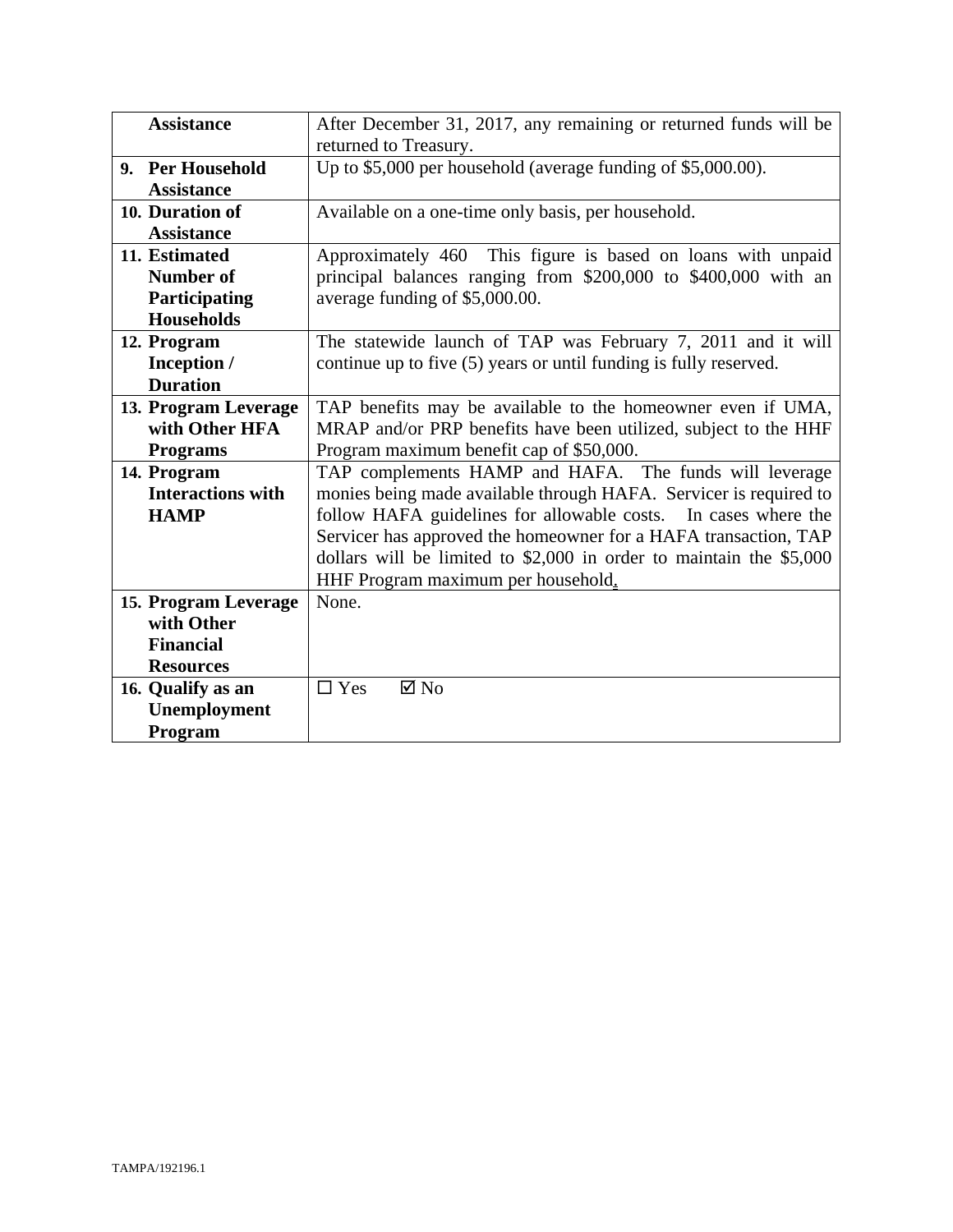| | |
|---|---|
| **Assistance** | After December 31, 2017, any remaining or returned funds will be returned to Treasury. |
| **9. Per Household Assistance** | Up to $5,000 per household (average funding of $5,000.00). |
| **10. Duration of Assistance** | Available on a one-time only basis, per household. |
| **11. Estimated Number of Participating Households** | Approximately 460 This figure is based on loans with unpaid principal balances ranging from $200,000 to $400,000 with an average funding of $5,000.00. |
| **12. Program Inception / Duration** | The statewide launch of TAP was February 7, 2011 and it will continue up to five (5) years or until funding is fully reserved. |
| **13. Program Leverage with Other HFA Programs** | TAP benefits may be available to the homeowner even if UMA, MRAP and/or PRP benefits have been utilized, subject to the HHF Program maximum benefit cap of $50,000. |
| **14. Program Interactions with HAMP** | TAP complements HAMP and HAFA. The funds will leverage monies being made available through HAFA. Servicer is required to follow HAFA guidelines for allowable costs. In cases where the Servicer has approved the homeowner for a HAFA transaction, TAP dollars will be limited to $2,000 in order to maintain the $5,000 HHF Program maximum per household. |
| **15. Program Leverage with Other Financial Resources** | None. |
| **16. Qualify as an Unemployment Program** | ☐ Yes ☑ No |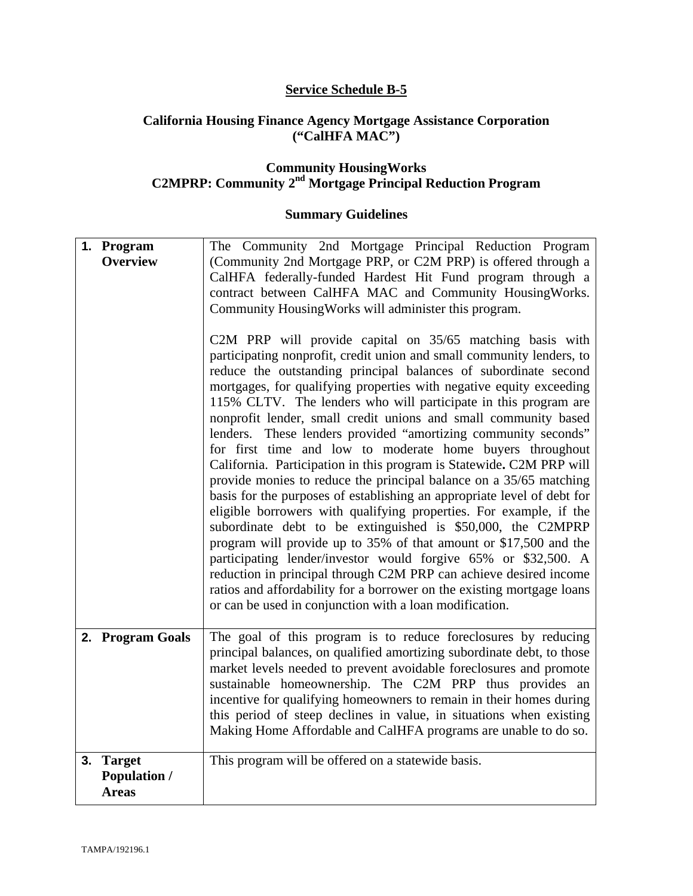**Service Schedule B-5**

**California Housing Finance Agency Mortgage Assistance Corporation ("CalHFA MAC")**

**Community HousingWorks**
**C2MPRP: Community 2nd Mortgage Principal Reduction Program**

**Summary Guidelines**

| | |
|---|---|
| **1. Program Overview** | The Community 2nd Mortgage Principal Reduction Program (Community 2nd Mortgage PRP, or C2M PRP) is offered through a CalHFA federally-funded Hardest Hit Fund program through a contract between CalHFA MAC and Community HousingWorks. Community HousingWorks will administer this program.<br><br>C2M PRP will provide capital on 35/65 matching basis with participating nonprofit, credit union and small community lenders, to reduce the outstanding principal balances of subordinate second mortgages, for qualifying properties with negative equity exceeding 115% CLTV. The lenders who will participate in this program are nonprofit lender, small credit unions and small community based lenders. These lenders provided "amortizing community seconds" for first time and low to moderate home buyers throughout California. Participation in this program is Statewide**.** C2M PRP will provide monies to reduce the principal balance on a 35/65 matching basis for the purposes of establishing an appropriate level of debt for eligible borrowers with qualifying properties. For example, if the subordinate debt to be extinguished is \$50,000, the C2MPRP program will provide up to 35% of that amount or \$17,500 and the participating lender/investor would forgive 65% or \$32,500. A reduction in principal through C2M PRP can achieve desired income ratios and affordability for a borrower on the existing mortgage loans or can be used in conjunction with a loan modification. |
| **2. Program Goals** | The goal of this program is to reduce foreclosures by reducing principal balances, on qualified amortizing subordinate debt, to those market levels needed to prevent avoidable foreclosures and promote sustainable homeownership. The C2M PRP thus provides an incentive for qualifying homeowners to remain in their homes during this period of steep declines in value, in situations when existing Making Home Affordable and CalHFA programs are unable to do so. |
| **3. Target Population / Areas** | This program will be offered on a statewide basis. |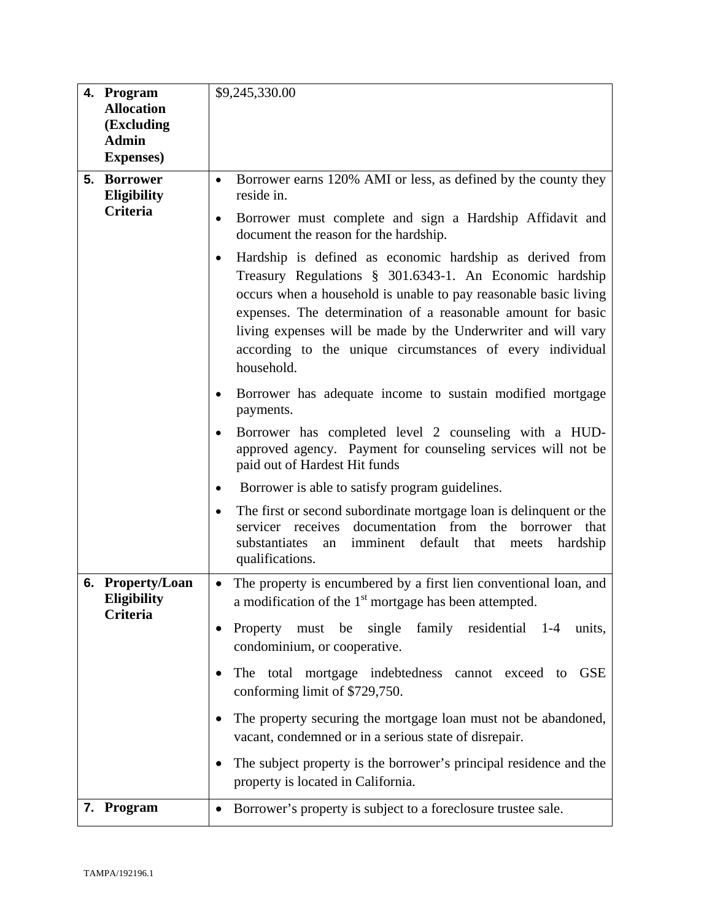| | |
|---|---|
| **4. Program Allocation (Excluding Admin Expenses)** | $9,245,330.00 |
| **5. Borrower Eligibility Criteria** | • Borrower earns 120% AMI or less, as defined by the county they reside in.<br>• Borrower must complete and sign a Hardship Affidavit and document the reason for the hardship.<br>• Hardship is defined as economic hardship as derived from Treasury Regulations § 301.6343-1. An Economic hardship occurs when a household is unable to pay reasonable basic living expenses. The determination of a reasonable amount for basic living expenses will be made by the Underwriter and will vary according to the unique circumstances of every individual household.<br>• Borrower has adequate income to sustain modified mortgage payments.<br>• Borrower has completed level 2 counseling with a HUD-approved agency. Payment for counseling services will not be paid out of Hardest Hit funds<br>• Borrower is able to satisfy program guidelines.<br>• The first or second subordinate mortgage loan is delinquent or the servicer receives documentation from the borrower that substantiates an imminent default that meets hardship qualifications. |
| **6. Property/Loan Eligibility Criteria** | • The property is encumbered by a first lien conventional loan, and a modification of the 1st mortgage has been attempted.<br>• Property must be single family residential 1-4 units, condominium, or cooperative.<br>• The total mortgage indebtedness cannot exceed to GSE conforming limit of $729,750.<br>• The property securing the mortgage loan must not be abandoned, vacant, condemned or in a serious state of disrepair.<br>• The subject property is the borrower's principal residence and the property is located in California. |
| **7. Program** | • Borrower's property is subject to a foreclosure trustee sale. |

TAMPA/192196.1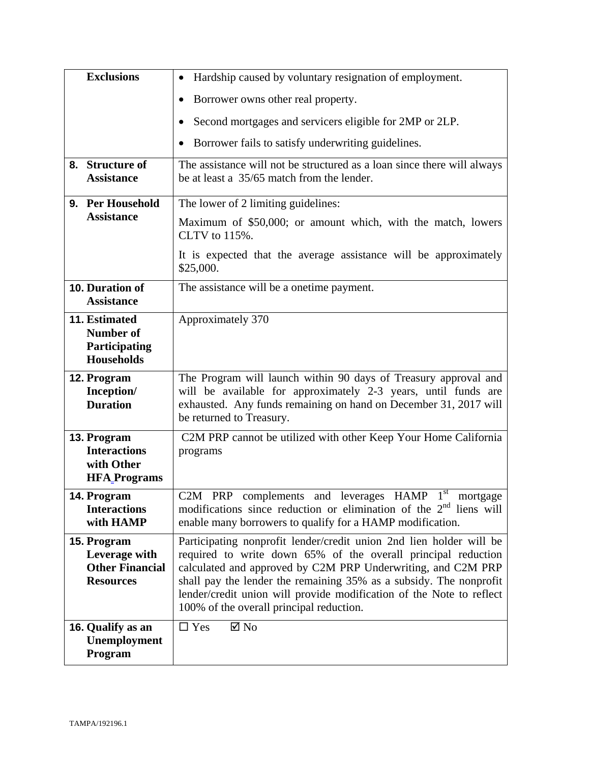| | |
|---|---|
| **Exclusions** | • Hardship caused by voluntary resignation of employment.<br>• Borrower owns other real property.<br>• Second mortgages and servicers eligible for 2MP or 2LP.<br>• Borrower fails to satisfy underwriting guidelines. |
| **8. Structure of Assistance** | The assistance will not be structured as a loan since there will always be at least a 35/65 match from the lender. |
| **9. Per Household Assistance** | The lower of 2 limiting guidelines:<br>Maximum of $50,000; or amount which, with the match, lowers CLTV to 115%.<br>It is expected that the average assistance will be approximately $25,000. |
| **10. Duration of Assistance** | The assistance will be a onetime payment. |
| **11. Estimated Number of Participating Households** | Approximately 370 |
| **12. Program Inception/ Duration** | The Program will launch within 90 days of Treasury approval and will be available for approximately 2-3 years, until funds are exhausted. Any funds remaining on hand on December 31, 2017 will be returned to Treasury. |
| **13. Program Interactions with Other HFA Programs** | C2M PRP cannot be utilized with other Keep Your Home California programs |
| **14. Program Interactions with HAMP** | C2M PRP complements and leverages HAMP 1st mortgage modifications since reduction or elimination of the 2nd liens will enable many borrowers to qualify for a HAMP modification. |
| **15. Program Leverage with Other Financial Resources** | Participating nonprofit lender/credit union 2nd lien holder will be required to write down 65% of the overall principal reduction calculated and approved by C2M PRP Underwriting, and C2M PRP shall pay the lender the remaining 35% as a subsidy. The nonprofit lender/credit union will provide modification of the Note to reflect 100% of the overall principal reduction. |
| **16. Qualify as an Unemployment Program** | ☐ Yes ☑ No |

TAMPA/192196.1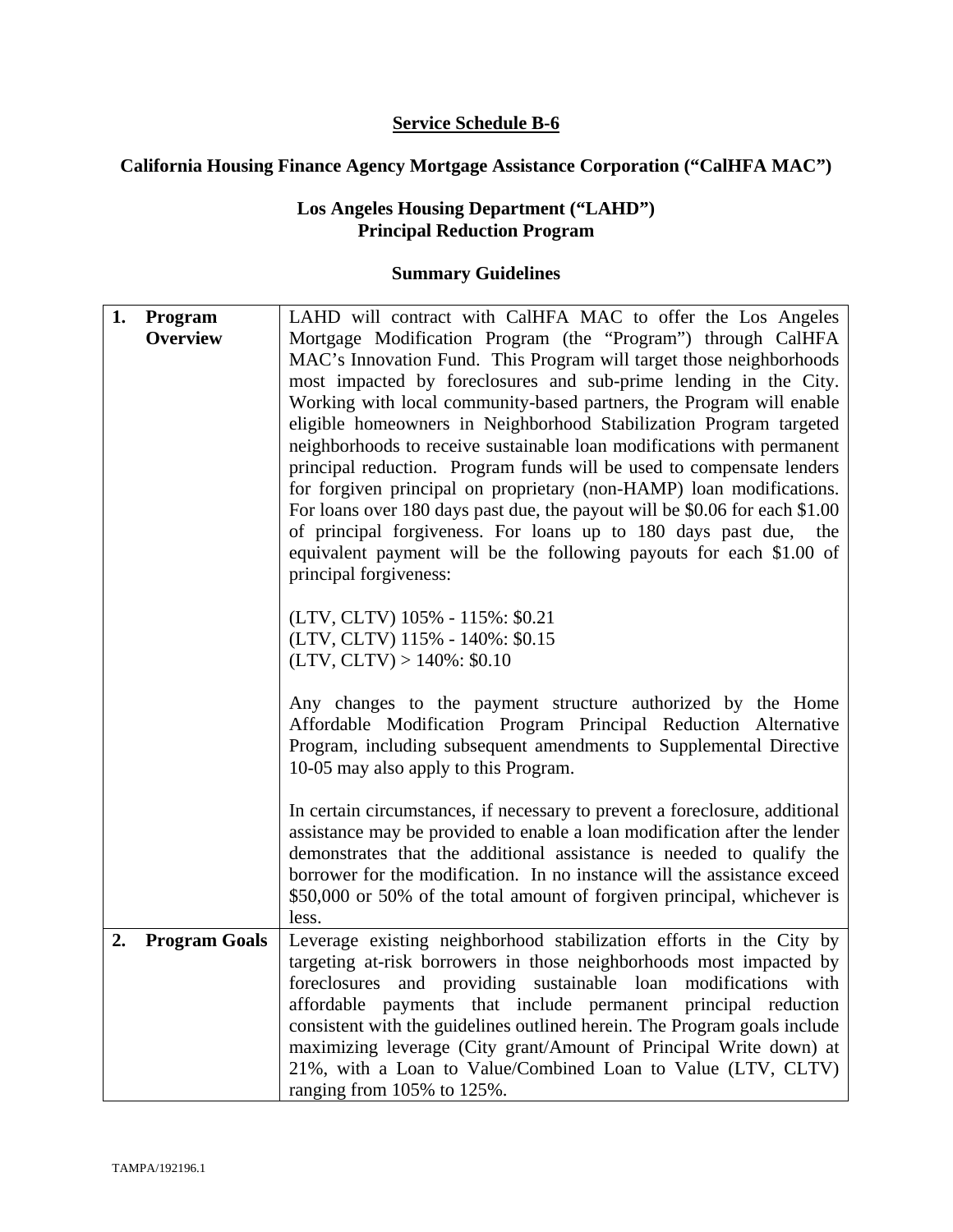**Service Schedule B-6**

**California Housing Finance Agency Mortgage Assistance Corporation ("CalHFA MAC")**

**Los Angeles Housing Department ("LAHD")**
**Principal Reduction Program**

**Summary Guidelines**

| | |
|---|---|
| **1. Program Overview** | LAHD will contract with CalHFA MAC to offer the Los Angeles Mortgage Modification Program (the "Program") through CalHFA MAC's Innovation Fund. This Program will target those neighborhoods most impacted by foreclosures and sub-prime lending in the City. Working with local community-based partners, the Program will enable eligible homeowners in Neighborhood Stabilization Program targeted neighborhoods to receive sustainable loan modifications with permanent principal reduction. Program funds will be used to compensate lenders for forgiven principal on proprietary (non-HAMP) loan modifications. For loans over 180 days past due, the payout will be \$0.06 for each \$1.00 of principal forgiveness. For loans up to 180 days past due, the equivalent payment will be the following payouts for each \$1.00 of principal forgiveness:<br><br>(LTV, CLTV) 105% - 115%: \$0.21<br>(LTV, CLTV) 115% - 140%: \$0.15<br>(LTV, CLTV) > 140%: \$0.10<br><br>Any changes to the payment structure authorized by the Home Affordable Modification Program Principal Reduction Alternative Program, including subsequent amendments to Supplemental Directive 10-05 may also apply to this Program.<br><br>In certain circumstances, if necessary to prevent a foreclosure, additional assistance may be provided to enable a loan modification after the lender demonstrates that the additional assistance is needed to qualify the borrower for the modification. In no instance will the assistance exceed \$50,000 or 50% of the total amount of forgiven principal, whichever is less. |
| **2. Program Goals** | Leverage existing neighborhood stabilization efforts in the City by targeting at-risk borrowers in those neighborhoods most impacted by foreclosures and providing sustainable loan modifications with affordable payments that include permanent principal reduction consistent with the guidelines outlined herein. The Program goals include maximizing leverage (City grant/Amount of Principal Write down) at 21%, with a Loan to Value/Combined Loan to Value (LTV, CLTV) ranging from 105% to 125%. |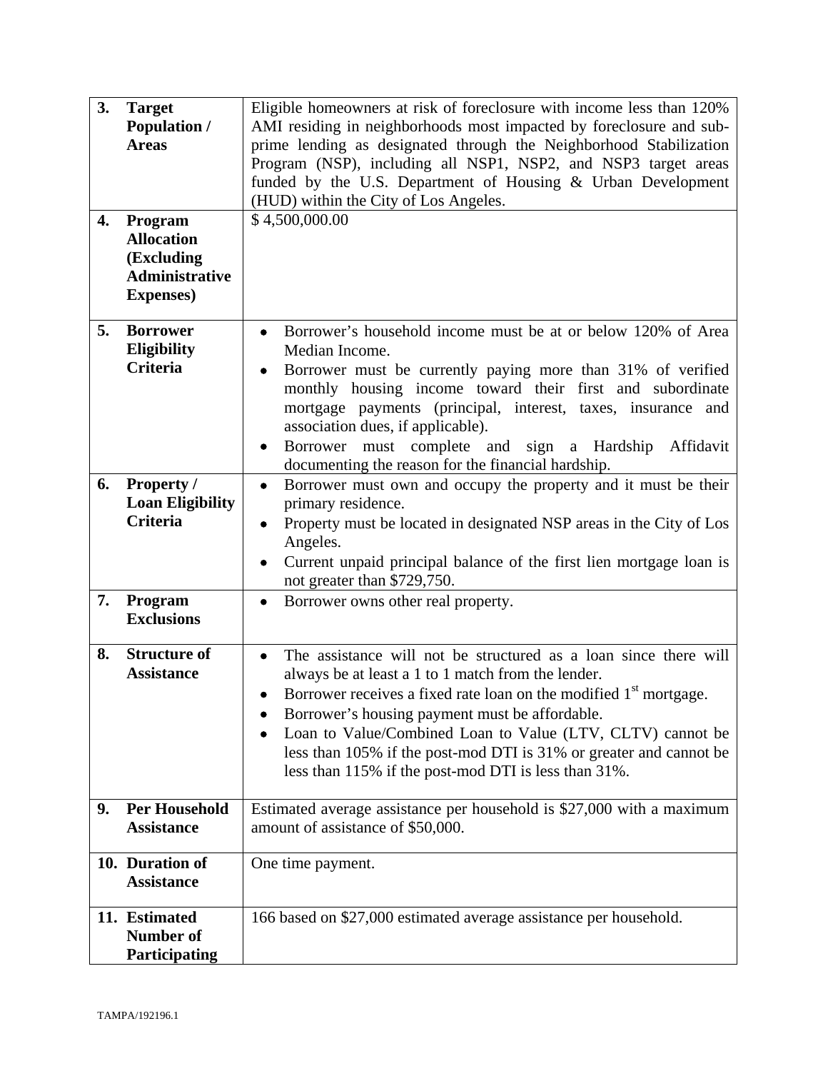| | | |
|---|---|---|
| **3.** | **Target Population / Areas** | Eligible homeowners at risk of foreclosure with income less than 120% AMI residing in neighborhoods most impacted by foreclosure and sub-prime lending as designated through the Neighborhood Stabilization Program (NSP), including all NSP1, NSP2, and NSP3 target areas funded by the U.S. Department of Housing & Urban Development (HUD) within the City of Los Angeles. |
| **4.** | **Program Allocation (Excluding Administrative Expenses)** | $ 4,500,000.00 |
| **5.** | **Borrower Eligibility Criteria** | • Borrower's household income must be at or below 120% of Area Median Income.<br>• Borrower must be currently paying more than 31% of verified monthly housing income toward their first and subordinate mortgage payments (principal, interest, taxes, insurance and association dues, if applicable).<br>• Borrower must complete and sign a Hardship Affidavit documenting the reason for the financial hardship. |
| **6.** | **Property / Loan Eligibility Criteria** | • Borrower must own and occupy the property and it must be their primary residence.<br>• Property must be located in designated NSP areas in the City of Los Angeles.<br>• Current unpaid principal balance of the first lien mortgage loan is not greater than $729,750. |
| **7.** | **Program Exclusions** | • Borrower owns other real property. |
| **8.** | **Structure of Assistance** | • The assistance will not be structured as a loan since there will always be at least a 1 to 1 match from the lender.<br>• Borrower receives a fixed rate loan on the modified 1st mortgage.<br>• Borrower's housing payment must be affordable.<br>• Loan to Value/Combined Loan to Value (LTV, CLTV) cannot be less than 105% if the post-mod DTI is 31% or greater and cannot be less than 115% if the post-mod DTI is less than 31%. |
| **9.** | **Per Household Assistance** | Estimated average assistance per household is $27,000 with a maximum amount of assistance of $50,000. |
| **10.** | **Duration of Assistance** | One time payment. |
| **11.** | **Estimated Number of Participating** | 166 based on $27,000 estimated average assistance per household. |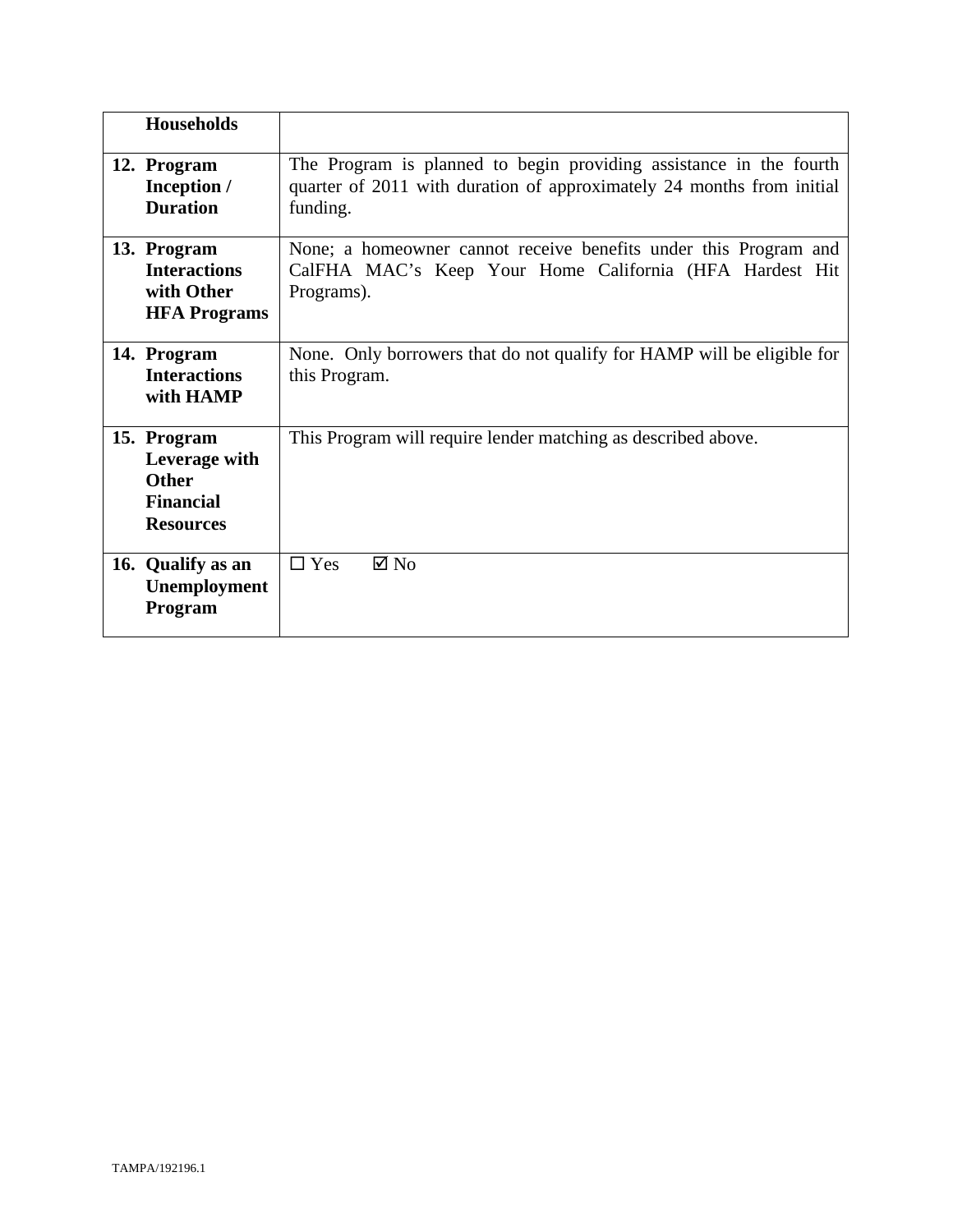| **Households** | |
|---|---|
| **12. Program Inception / Duration** | The Program is planned to begin providing assistance in the fourth quarter of 2011 with duration of approximately 24 months from initial funding. |
| **13. Program Interactions with Other HFA Programs** | None; a homeowner cannot receive benefits under this Program and CalFHA MAC's Keep Your Home California (HFA Hardest Hit Programs). |
| **14. Program Interactions with HAMP** | None. Only borrowers that do not qualify for HAMP will be eligible for this Program. |
| **15. Program Leverage with Other Financial Resources** | This Program will require lender matching as described above. |
| **16. Qualify as an Unemployment Program** | ☐ Yes ☑ No |

TAMPA/192196.1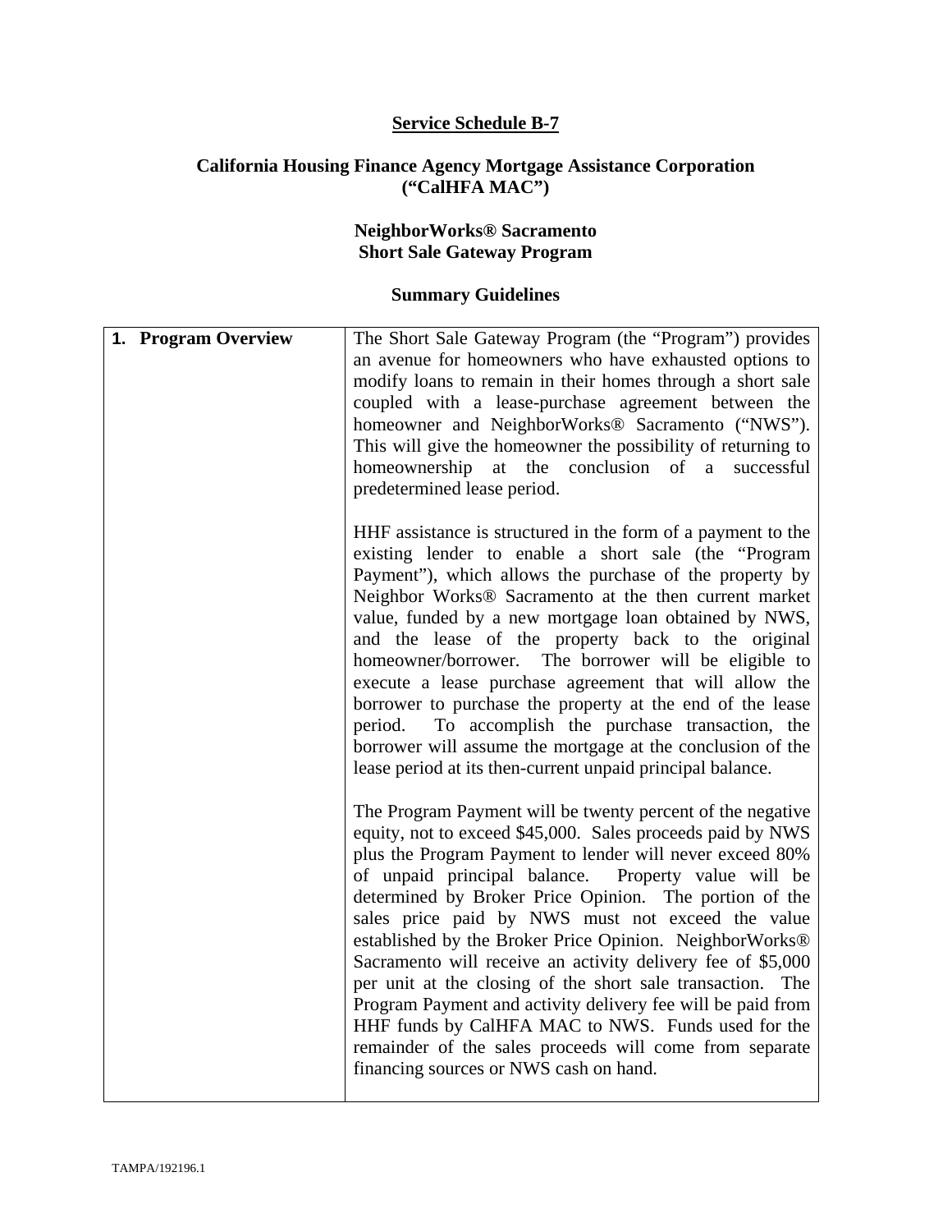**Service Schedule B-7**

**California Housing Finance Agency Mortgage Assistance Corporation ("CalHFA MAC")**

**NeighborWorks® Sacramento**
**Short Sale Gateway Program**

**Summary Guidelines**

| **1. Program Overview** | The Short Sale Gateway Program (the "Program") provides an avenue for homeowners who have exhausted options to modify loans to remain in their homes through a short sale coupled with a lease-purchase agreement between the homeowner and NeighborWorks® Sacramento ("NWS"). This will give the homeowner the possibility of returning to homeownership at the conclusion of a successful predetermined lease period.<br><br>HHF assistance is structured in the form of a payment to the existing lender to enable a short sale (the "Program Payment"), which allows the purchase of the property by Neighbor Works® Sacramento at the then current market value, funded by a new mortgage loan obtained by NWS, and the lease of the property back to the original homeowner/borrower. The borrower will be eligible to execute a lease purchase agreement that will allow the borrower to purchase the property at the end of the lease period. To accomplish the purchase transaction, the borrower will assume the mortgage at the conclusion of the lease period at its then-current unpaid principal balance.<br><br>The Program Payment will be twenty percent of the negative equity, not to exceed $45,000. Sales proceeds paid by NWS plus the Program Payment to lender will never exceed 80% of unpaid principal balance. Property value will be determined by Broker Price Opinion. The portion of the sales price paid by NWS must not exceed the value established by the Broker Price Opinion. NeighborWorks® Sacramento will receive an activity delivery fee of $5,000 per unit at the closing of the short sale transaction. The Program Payment and activity delivery fee will be paid from HHF funds by CalHFA MAC to NWS. Funds used for the remainder of the sales proceeds will come from separate financing sources or NWS cash on hand. |
|---|---|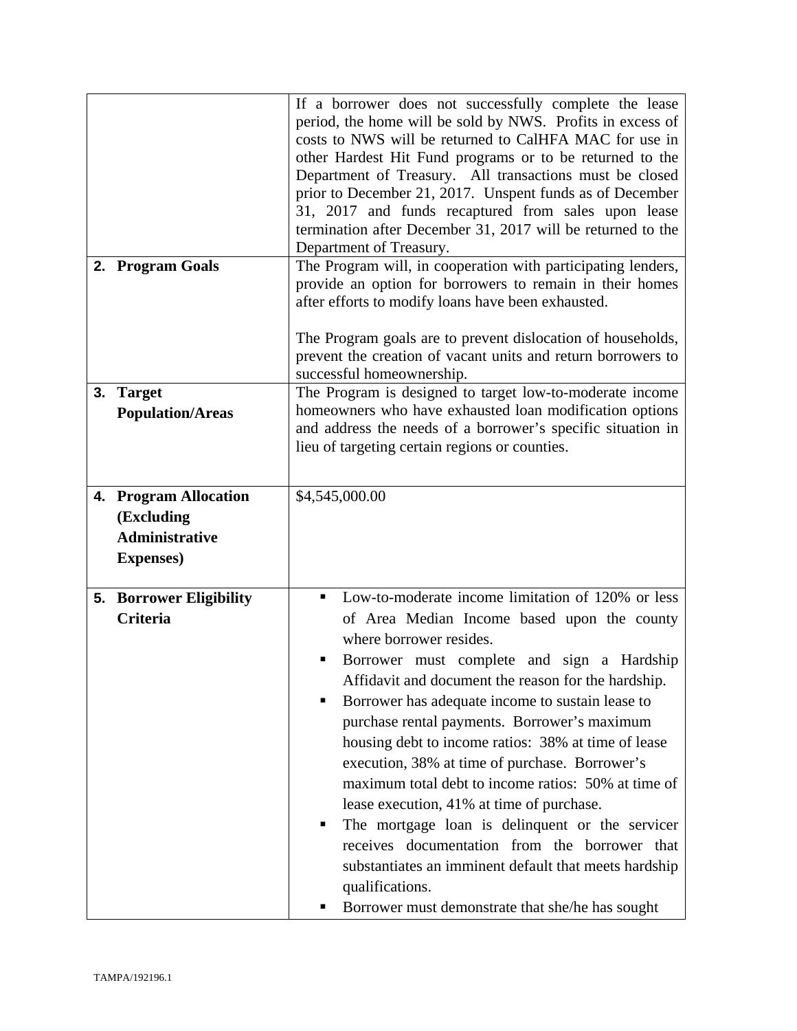| | |
|---|---|
| | If a borrower does not successfully complete the lease period, the home will be sold by NWS. Profits in excess of costs to NWS will be returned to CalHFA MAC for use in other Hardest Hit Fund programs or to be returned to the Department of Treasury. All transactions must be closed prior to December 21, 2017. Unspent funds as of December 31, 2017 and funds recaptured from sales upon lease termination after December 31, 2017 will be returned to the Department of Treasury. |
| **2. Program Goals** | The Program will, in cooperation with participating lenders, provide an option for borrowers to remain in their homes after efforts to modify loans have been exhausted.<br><br>The Program goals are to prevent dislocation of households, prevent the creation of vacant units and return borrowers to successful homeownership. |
| **3. Target Population/Areas** | The Program is designed to target low-to-moderate income homeowners who have exhausted loan modification options and address the needs of a borrower's specific situation in lieu of targeting certain regions or counties. |
| **4. Program Allocation (Excluding Administrative Expenses)** | $4,545,000.00 |
| **5. Borrower Eligibility Criteria** | ▪ Low-to-moderate income limitation of 120% or less of Area Median Income based upon the county where borrower resides.<br>▪ Borrower must complete and sign a Hardship Affidavit and document the reason for the hardship.<br>▪ Borrower has adequate income to sustain lease to purchase rental payments. Borrower's maximum housing debt to income ratios: 38% at time of lease execution, 38% at time of purchase. Borrower's maximum total debt to income ratios: 50% at time of lease execution, 41% at time of purchase.<br>▪ The mortgage loan is delinquent or the servicer receives documentation from the borrower that substantiates an imminent default that meets hardship qualifications.<br>▪ Borrower must demonstrate that she/he has sought |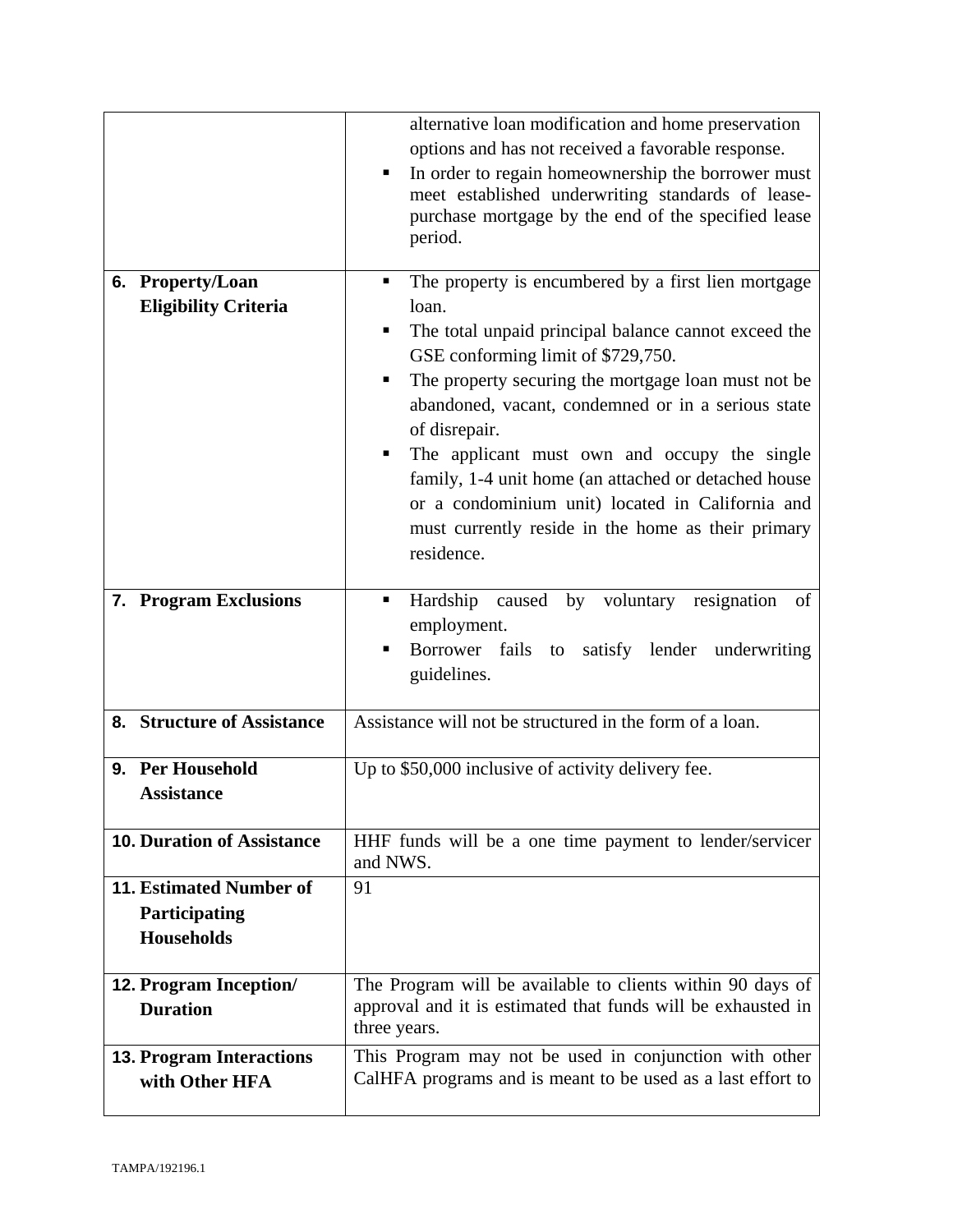| | |
|---|---|
| | alternative loan modification and home preservation options and has not received a favorable response.<br>▪ In order to regain homeownership the borrower must meet established underwriting standards of lease-purchase mortgage by the end of the specified lease period. |
| **6. Property/Loan Eligibility Criteria** | ▪ The property is encumbered by a first lien mortgage loan.<br>▪ The total unpaid principal balance cannot exceed the GSE conforming limit of $729,750.<br>▪ The property securing the mortgage loan must not be abandoned, vacant, condemned or in a serious state of disrepair.<br>▪ The applicant must own and occupy the single family, 1-4 unit home (an attached or detached house or a condominium unit) located in California and must currently reside in the home as their primary residence. |
| **7. Program Exclusions** | ▪ Hardship caused by voluntary resignation of employment.<br>▪ Borrower fails to satisfy lender underwriting guidelines. |
| **8. Structure of Assistance** | Assistance will not be structured in the form of a loan. |
| **9. Per Household Assistance** | Up to $50,000 inclusive of activity delivery fee. |
| **10. Duration of Assistance** | HHF funds will be a one time payment to lender/servicer and NWS. |
| **11. Estimated Number of Participating Households** | 91 |
| **12. Program Inception/ Duration** | The Program will be available to clients within 90 days of approval and it is estimated that funds will be exhausted in three years. |
| **13. Program Interactions with Other HFA** | This Program may not be used in conjunction with other CalHFA programs and is meant to be used as a last effort to |

TAMPA/192196.1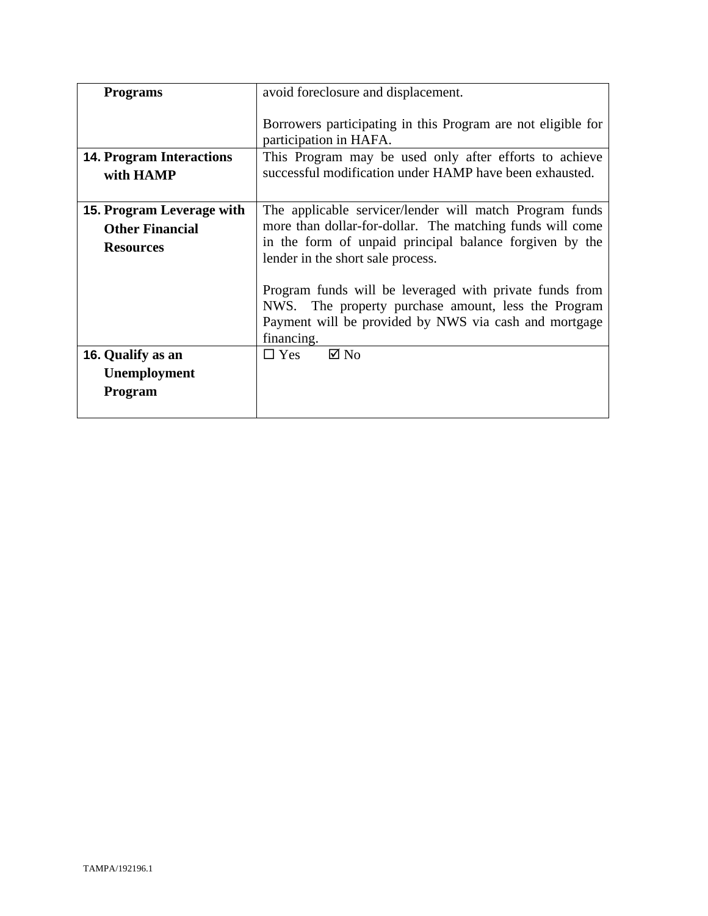| | |
|---|---|
| **Programs** | avoid foreclosure and displacement.<br><br>Borrowers participating in this Program are not eligible for participation in HAFA. |
| **14. Program Interactions with HAMP** | This Program may be used only after efforts to achieve successful modification under HAMP have been exhausted. |
| **15. Program Leverage with Other Financial Resources** | The applicable servicer/lender will match Program funds more than dollar-for-dollar. The matching funds will come in the form of unpaid principal balance forgiven by the lender in the short sale process.<br><br>Program funds will be leveraged with private funds from NWS. The property purchase amount, less the Program Payment will be provided by NWS via cash and mortgage financing. |
| **16. Qualify as an Unemployment Program** | ☐ Yes ☑ No |

TAMPA/192196.1